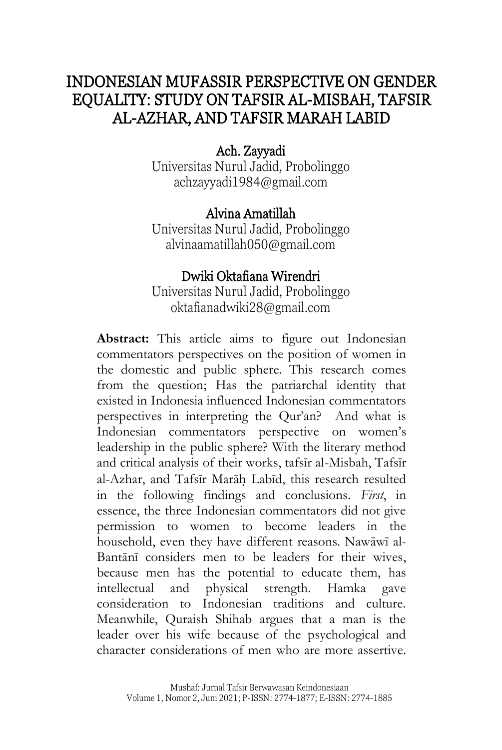# INDONESIAN MUFASSIR PERSPECTIVE ON GENDER EQUALITY: STUDY ON TAFSIR AL-MISBAH, TAFSIR AL-AZHAR, AND TAFSIR MARAH LABID

**Ach. Zayyadi**
Universitas Nurul Jadid, Probolinggo
achzayyadi1984@gmail.com

**Alvina Amatillah**
Universitas Nurul Jadid, Probolinggo
alvinaamatillah050@gmail.com

**Dwiki Oktafiana Wirendri**
Universitas Nurul Jadid, Probolinggo
oktafianadwiki28@gmail.com

**Abstract:** This article aims to figure out Indonesian commentators perspectives on the position of women in the domestic and public sphere. This research comes from the question; Has the patriarchal identity that existed in Indonesia influenced Indonesian commentators perspectives in interpreting the Qur'an? And what is Indonesian commentators perspective on women's leadership in the public sphere? With the literary method and critical analysis of their works, tafsīr al-Misbah, Tafsīr al-Azhar, and Tafsīr Marāḥ Labīd, this research resulted in the following findings and conclusions. *First*, in essence, the three Indonesian commentators did not give permission to women to become leaders in the household, even they have different reasons. Nawāwī al-Bantānī considers men to be leaders for their wives, because men has the potential to educate them, has intellectual and physical strength. Hamka gave consideration to Indonesian traditions and culture. Meanwhile, Quraish Shihab argues that a man is the leader over his wife because of the psychological and character considerations of men who are more assertive.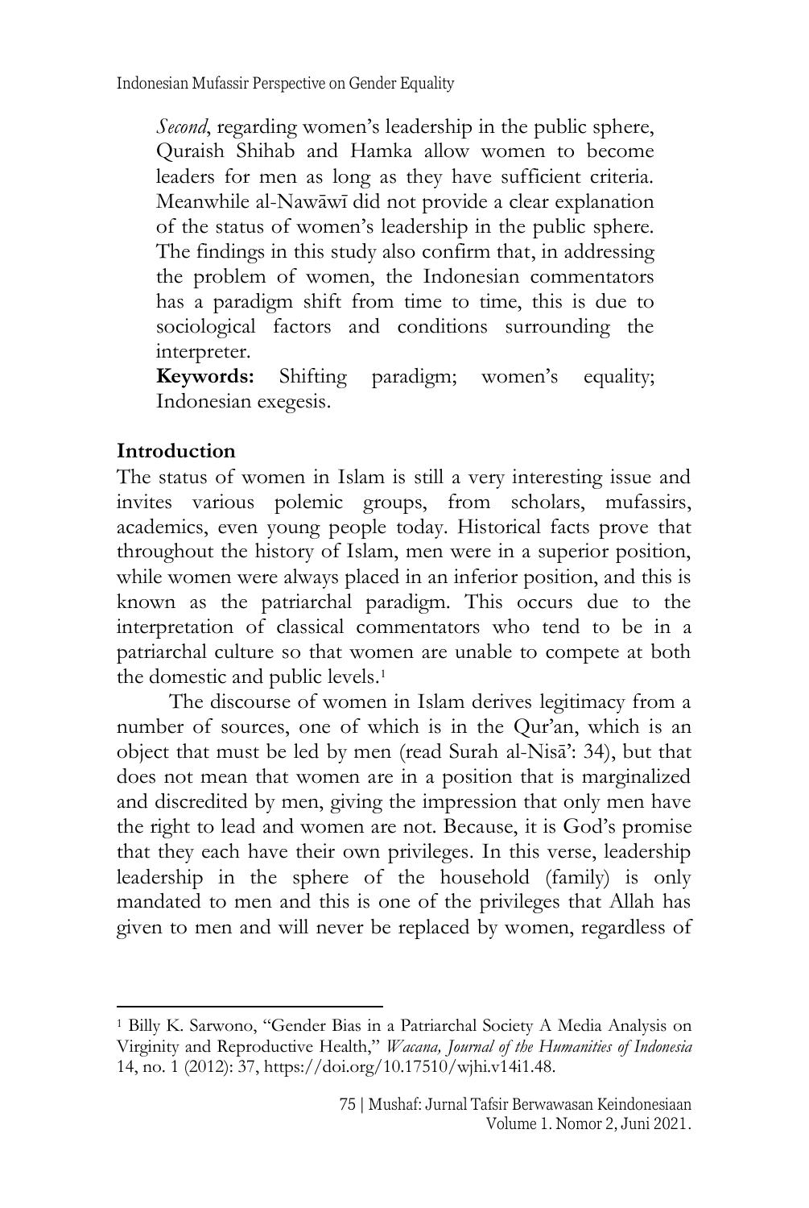*Second*, regarding women's leadership in the public sphere, Quraish Shihab and Hamka allow women to become leaders for men as long as they have sufficient criteria. Meanwhile al-Nawāwī did not provide a clear explanation of the status of women's leadership in the public sphere. The findings in this study also confirm that, in addressing the problem of women, the Indonesian commentators has a paradigm shift from time to time, this is due to sociological factors and conditions surrounding the interpreter.

**Keywords:** Shifting paradigm; women's equality; Indonesian exegesis.

## Introduction

The status of women in Islam is still a very interesting issue and invites various polemic groups, from scholars, mufassirs, academics, even young people today. Historical facts prove that throughout the history of Islam, men were in a superior position, while women were always placed in an inferior position, and this is known as the patriarchal paradigm. This occurs due to the interpretation of classical commentators who tend to be in a patriarchal culture so that women are unable to compete at both the domestic and public levels.[1]

The discourse of women in Islam derives legitimacy from a number of sources, one of which is in the Qur'an, which is an object that must be led by men (read Surah al-Nisā': 34), but that does not mean that women are in a position that is marginalized and discredited by men, giving the impression that only men have the right to lead and women are not. Because, it is God's promise that they each have their own privileges. In this verse, leadership leadership in the sphere of the household (family) is only mandated to men and this is one of the privileges that Allah has given to men and will never be replaced by women, regardless of

---

[1] Billy K. Sarwono, "Gender Bias in a Patriarchal Society A Media Analysis on Virginity and Reproductive Health," *Wacana, Journal of the Humanities of Indonesia* 14, no. 1 (2012): 37, https://doi.org/10.17510/wjhi.v14i1.48.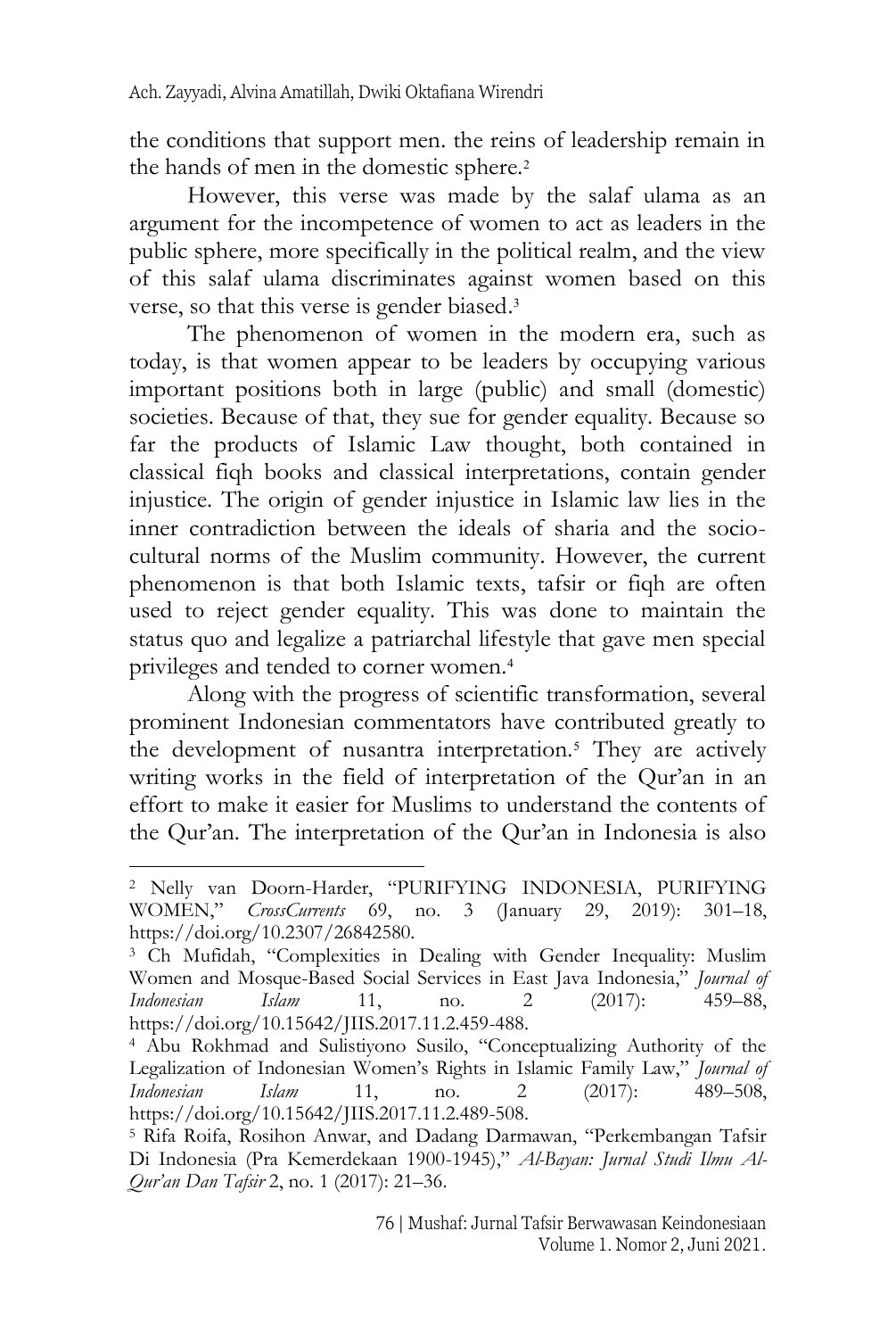the conditions that support men. the reins of leadership remain in the hands of men in the domestic sphere.[2]

However, this verse was made by the salaf ulama as an argument for the incompetence of women to act as leaders in the public sphere, more specifically in the political realm, and the view of this salaf ulama discriminates against women based on this verse, so that this verse is gender biased.[3]

The phenomenon of women in the modern era, such as today, is that women appear to be leaders by occupying various important positions both in large (public) and small (domestic) societies. Because of that, they sue for gender equality. Because so far the products of Islamic Law thought, both contained in classical fiqh books and classical interpretations, contain gender injustice. The origin of gender injustice in Islamic law lies in the inner contradiction between the ideals of sharia and the socio-cultural norms of the Muslim community. However, the current phenomenon is that both Islamic texts, tafsir or fiqh are often used to reject gender equality. This was done to maintain the status quo and legalize a patriarchal lifestyle that gave men special privileges and tended to corner women.[4]

Along with the progress of scientific transformation, several prominent Indonesian commentators have contributed greatly to the development of nusantra interpretation.[5] They are actively writing works in the field of interpretation of the Qur'an in an effort to make it easier for Muslims to understand the contents of the Qur'an. The interpretation of the Qur'an in Indonesia is also

---

[2] Nelly van Doorn-Harder, "PURIFYING INDONESIA, PURIFYING WOMEN," *CrossCurrents* 69, no. 3 (January 29, 2019): 301–18, https://doi.org/10.2307/26842580.

[3] Ch Mufidah, "Complexities in Dealing with Gender Inequality: Muslim Women and Mosque-Based Social Services in East Java Indonesia," *Journal of Indonesian Islam* 11, no. 2 (2017): 459–88, https://doi.org/10.15642/JIIS.2017.11.2.459-488.

[4] Abu Rokhmad and Sulistiyono Susilo, "Conceptualizing Authority of the Legalization of Indonesian Women's Rights in Islamic Family Law," *Journal of Indonesian Islam* 11, no. 2 (2017): 489–508, https://doi.org/10.15642/JIIS.2017.11.2.489-508.

[5] Rifa Roifa, Rosihon Anwar, and Dadang Darmawan, "Perkembangan Tafsir Di Indonesia (Pra Kemerdekaan 1900-1945)," *Al-Bayan: Jurnal Studi Ilmu Al-Qur'an Dan Tafsir* 2, no. 1 (2017): 21–36.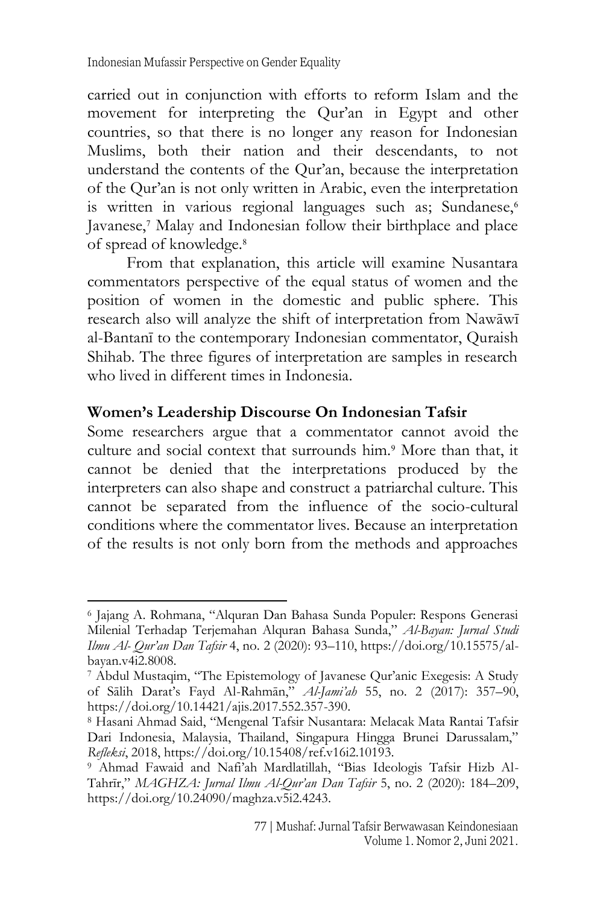carried out in conjunction with efforts to reform Islam and the movement for interpreting the Qur'an in Egypt and other countries, so that there is no longer any reason for Indonesian Muslims, both their nation and their descendants, to not understand the contents of the Qur'an, because the interpretation of the Qur'an is not only written in Arabic, even the interpretation is written in various regional languages such as; Sundanese,[6] Javanese,[7] Malay and Indonesian follow their birthplace and place of spread of knowledge.[8]

From that explanation, this article will examine Nusantara commentators perspective of the equal status of women and the position of women in the domestic and public sphere. This research also will analyze the shift of interpretation from Nawāwī al-Bantanī to the contemporary Indonesian commentator, Quraish Shihab. The three figures of interpretation are samples in research who lived in different times in Indonesia.

## Women's Leadership Discourse On Indonesian Tafsir

Some researchers argue that a commentator cannot avoid the culture and social context that surrounds him.[9] More than that, it cannot be denied that the interpretations produced by the interpreters can also shape and construct a patriarchal culture. This cannot be separated from the influence of the socio-cultural conditions where the commentator lives. Because an interpretation of the results is not only born from the methods and approaches

---

[6] Jajang A. Rohmana, "Alquran Dan Bahasa Sunda Populer: Respons Generasi Milenial Terhadap Terjemahan Alquran Bahasa Sunda," *Al-Bayan: Jurnal Studi Ilmu Al- Qur'an Dan Tafsir* 4, no. 2 (2020): 93–110, https://doi.org/10.15575/al-bayan.v4i2.8008.

[7] Abdul Mustaqim, "The Epistemology of Javanese Qur'anic Exegesis: A Study of Sālih Darat's Fayd Al-Rahmān," *Al-Jami'ah* 55, no. 2 (2017): 357–90, https://doi.org/10.14421/ajis.2017.552.357-390.

[8] Hasani Ahmad Said, "Mengenal Tafsir Nusantara: Melacak Mata Rantai Tafsir Dari Indonesia, Malaysia, Thailand, Singapura Hingga Brunei Darussalam," *Refleksi*, 2018, https://doi.org/10.15408/ref.v16i2.10193.

[9] Ahmad Fawaid and Nafi'ah Mardlatillah, "Bias Ideologis Tafsir Hizb Al-Tahrīr," *MAGHZA: Jurnal Ilmu Al-Qur'an Dan Tafsir* 5, no. 2 (2020): 184–209, https://doi.org/10.24090/maghza.v5i2.4243.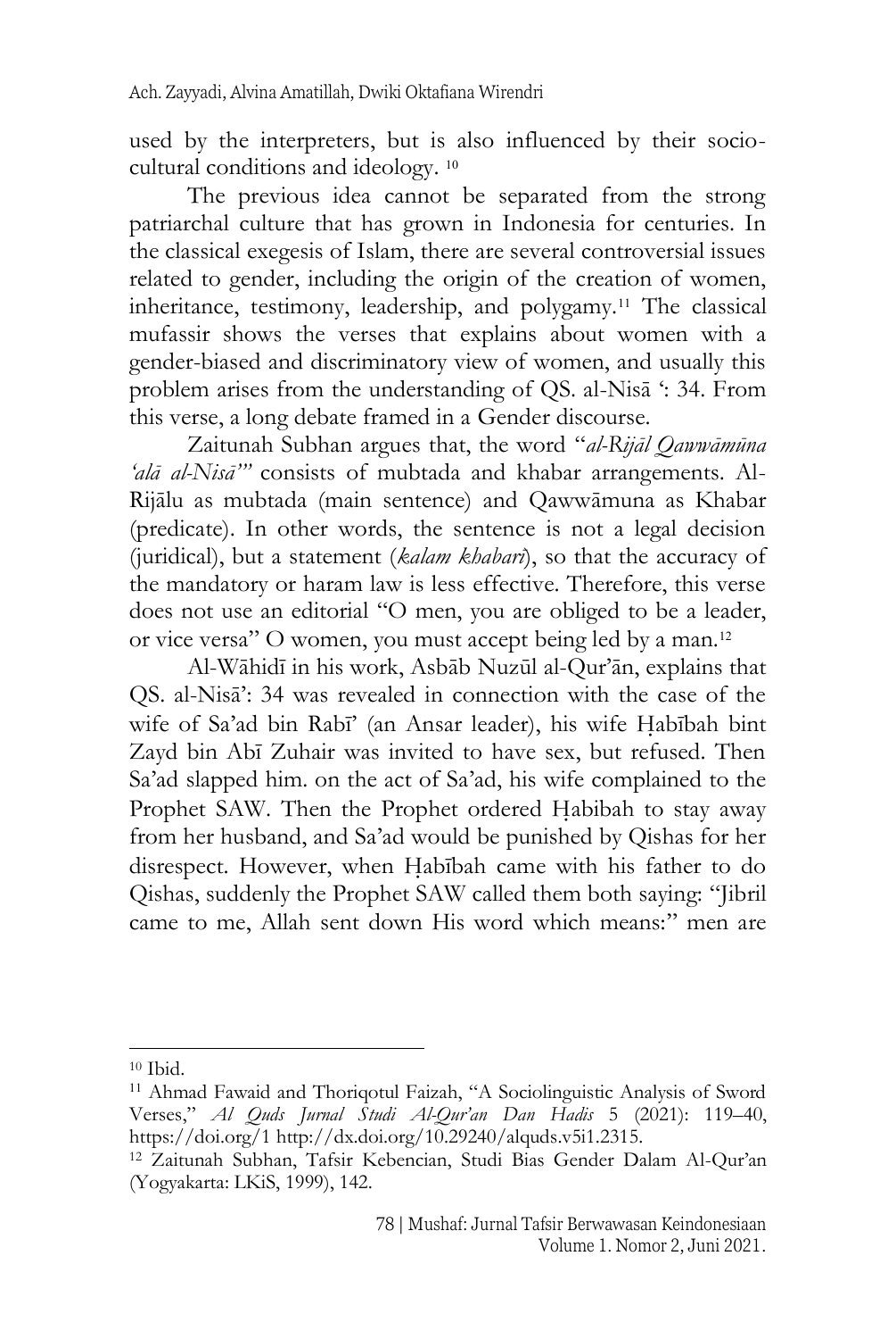used by the interpreters, but is also influenced by their socio-cultural conditions and ideology. [10]

The previous idea cannot be separated from the strong patriarchal culture that has grown in Indonesia for centuries. In the classical exegesis of Islam, there are several controversial issues related to gender, including the origin of the creation of women, inheritance, testimony, leadership, and polygamy.[11] The classical mufassir shows the verses that explains about women with a gender-biased and discriminatory view of women, and usually this problem arises from the understanding of QS. al-Nisā ': 34. From this verse, a long debate framed in a Gender discourse.

Zaitunah Subhan argues that, the word "*al-Rijāl Qawwāmūna 'alā al-Nisā'*" consists of mubtada and khabar arrangements. Al-Rijālu as mubtada (main sentence) and Qawwāmuna as Khabar (predicate). In other words, the sentence is not a legal decision (juridical), but a statement (*kalam khabari*), so that the accuracy of the mandatory or haram law is less effective. Therefore, this verse does not use an editorial "O men, you are obliged to be a leader, or vice versa" O women, you must accept being led by a man.[12]

Al-Wāhidī in his work, Asbāb Nuzūl al-Qur'ān, explains that QS. al-Nisā': 34 was revealed in connection with the case of the wife of Sa'ad bin Rabī' (an Ansar leader), his wife Ḥabībah bint Zayd bin Abī Zuhair was invited to have sex, but refused. Then Sa'ad slapped him. on the act of Sa'ad, his wife complained to the Prophet SAW. Then the Prophet ordered Ḥabibah to stay away from her husband, and Sa'ad would be punished by Qishas for her disrespect. However, when Ḥabībah came with his father to do Qishas, suddenly the Prophet SAW called them both saying: "Jibril came to me, Allah sent down His word which means:" men are

---

[10] Ibid.

[11] Ahmad Fawaid and Thoriqotul Faizah, "A Sociolinguistic Analysis of Sword Verses," *Al Quds Jurnal Studi Al-Qur'an Dan Hadis* 5 (2021): 119–40, https://doi.org/1 http://dx.doi.org/10.29240/alquds.v5i1.2315.

[12] Zaitunah Subhan, Tafsir Kebencian, Studi Bias Gender Dalam Al-Qur'an (Yogyakarta: LKiS, 1999), 142.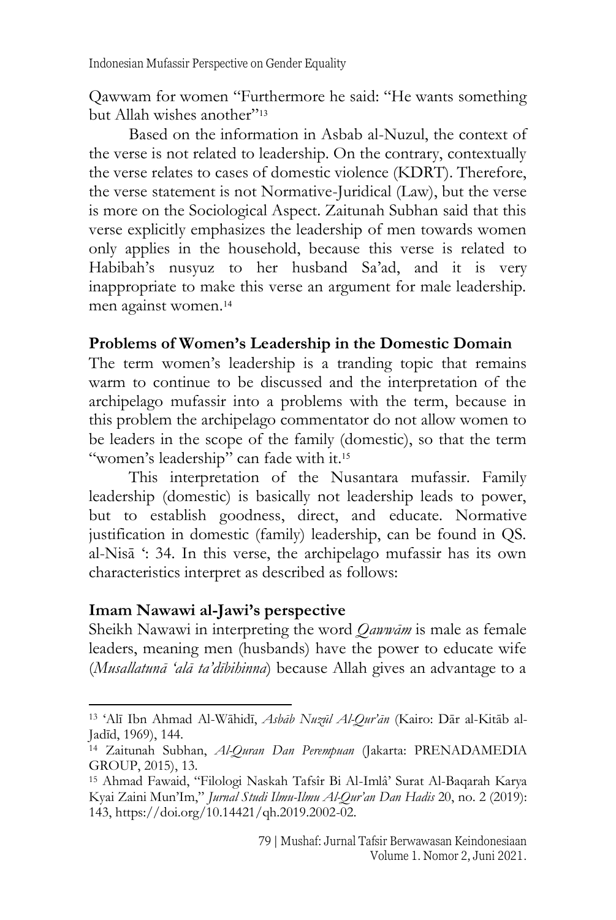Qawwam for women "Furthermore he said: "He wants something but Allah wishes another"[13]

Based on the information in Asbab al-Nuzul, the context of the verse is not related to leadership. On the contrary, contextually the verse relates to cases of domestic violence (KDRT). Therefore, the verse statement is not Normative-Juridical (Law), but the verse is more on the Sociological Aspect. Zaitunah Subhan said that this verse explicitly emphasizes the leadership of men towards women only applies in the household, because this verse is related to Habibah's nusyuz to her husband Sa'ad, and it is very inappropriate to make this verse an argument for male leadership. men against women.[14]

## Problems of Women's Leadership in the Domestic Domain

The term women's leadership is a tranding topic that remains warm to continue to be discussed and the interpretation of the archipelago mufassir into a problems with the term, because in this problem the archipelago commentator do not allow women to be leaders in the scope of the family (domestic), so that the term "women's leadership" can fade with it.[15]

This interpretation of the Nusantara mufassir. Family leadership (domestic) is basically not leadership leads to power, but to establish goodness, direct, and educate. Normative justification in domestic (family) leadership, can be found in QS. al-Nisā ': 34. In this verse, the archipelago mufassir has its own characteristics interpret as described as follows:

## Imam Nawawi al-Jawi's perspective

Sheikh Nawawi in interpreting the word *Qawwām* is male as female leaders, meaning men (husbands) have the power to educate wife (*Musallatunā 'alā ta'dībihinna*) because Allah gives an advantage to a

---

[13] 'Alī Ibn Ahmad Al-Wāhidī, *Asbāb Nuzūl Al-Qur'ān* (Kairo: Dār al-Kitāb al-Jadīd, 1969), 144.

[14] Zaitunah Subhan, *Al-Quran Dan Perempuan* (Jakarta: PRENADAMEDIA GROUP, 2015), 13.

[15] Ahmad Fawaid, "Filologi Naskah Tafsîr Bi Al-Imlâ' Surat Al-Baqarah Karya Kyai Zaini Mun'Im," *Jurnal Studi Ilmu-Ilmu Al-Qur'an Dan Hadis* 20, no. 2 (2019): 143, https://doi.org/10.14421/qh.2019.2002-02.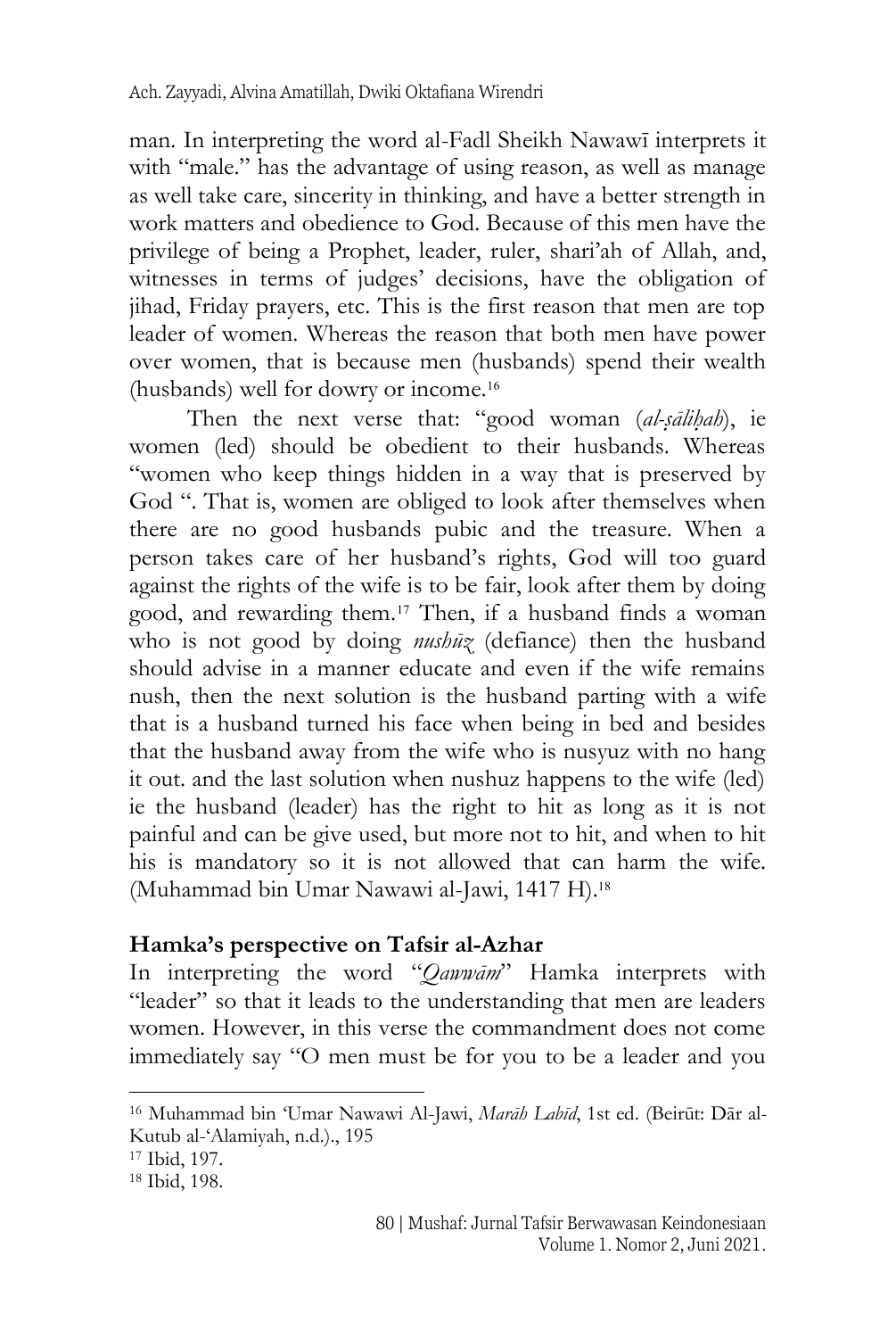man. In interpreting the word al-Fadl Sheikh Nawawī interprets it with "male." has the advantage of using reason, as well as manage as well take care, sincerity in thinking, and have a better strength in work matters and obedience to God. Because of this men have the privilege of being a Prophet, leader, ruler, shari'ah of Allah, and, witnesses in terms of judges' decisions, have the obligation of jihad, Friday prayers, etc. This is the first reason that men are top leader of women. Whereas the reason that both men have power over women, that is because men (husbands) spend their wealth (husbands) well for dowry or income.[16]

Then the next verse that: "good woman (*al-ṣāliḥah*), ie women (led) should be obedient to their husbands. Whereas "women who keep things hidden in a way that is preserved by God ". That is, women are obliged to look after themselves when there are no good husbands pubic and the treasure. When a person takes care of her husband's rights, God will too guard against the rights of the wife is to be fair, look after them by doing good, and rewarding them.[17] Then, if a husband finds a woman who is not good by doing *nushūz* (defiance) then the husband should advise in a manner educate and even if the wife remains nush, then the next solution is the husband parting with a wife that is a husband turned his face when being in bed and besides that the husband away from the wife who is nusyuz with no hang it out. and the last solution when nushuz happens to the wife (led) ie the husband (leader) has the right to hit as long as it is not painful and can be give used, but more not to hit, and when to hit his is mandatory so it is not allowed that can harm the wife. (Muhammad bin Umar Nawawi al-Jawi, 1417 H).[18]

## Hamka's perspective on Tafsir al-Azhar

In interpreting the word "*Qawwām*" Hamka interprets with "leader" so that it leads to the understanding that men are leaders women. However, in this verse the commandment does not come immediately say "O men must be for you to be a leader and you

---

[16] Muhammad bin 'Umar Nawawi Al-Jawi, *Marāh Labīd*, 1st ed. (Beirūt: Dār al-Kutub al-'Alamiyah, n.d.)., 195

[17] Ibid, 197.

[18] Ibid, 198.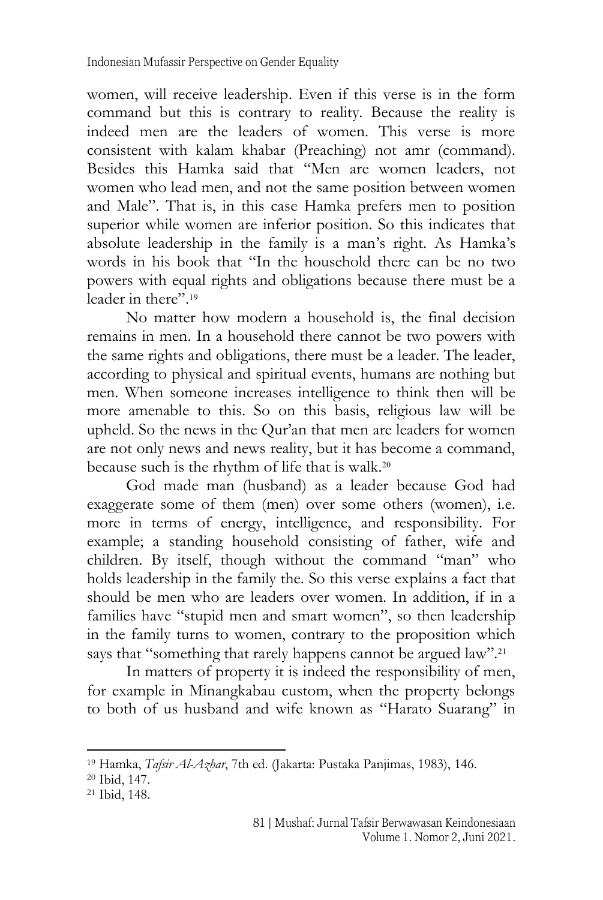women, will receive leadership. Even if this verse is in the form command but this is contrary to reality. Because the reality is indeed men are the leaders of women. This verse is more consistent with kalam khabar (Preaching) not amr (command). Besides this Hamka said that "Men are women leaders, not women who lead men, and not the same position between women and Male". That is, in this case Hamka prefers men to position superior while women are inferior position. So this indicates that absolute leadership in the family is a man's right. As Hamka's words in his book that "In the household there can be no two powers with equal rights and obligations because there must be a leader in there".[19]

No matter how modern a household is, the final decision remains in men. In a household there cannot be two powers with the same rights and obligations, there must be a leader. The leader, according to physical and spiritual events, humans are nothing but men. When someone increases intelligence to think then will be more amenable to this. So on this basis, religious law will be upheld. So the news in the Qur'an that men are leaders for women are not only news and news reality, but it has become a command, because such is the rhythm of life that is walk.[20]

God made man (husband) as a leader because God had exaggerate some of them (men) over some others (women), i.e. more in terms of energy, intelligence, and responsibility. For example; a standing household consisting of father, wife and children. By itself, though without the command "man" who holds leadership in the family the. So this verse explains a fact that should be men who are leaders over women. In addition, if in a families have "stupid men and smart women", so then leadership in the family turns to women, contrary to the proposition which says that "something that rarely happens cannot be argued law".[21]

In matters of property it is indeed the responsibility of men, for example in Minangkabau custom, when the property belongs to both of us husband and wife known as "Harato Suarang" in

---

[19] Hamka, *Tafsir Al-Azhar*, 7th ed. (Jakarta: Pustaka Panjimas, 1983), 146.

[20] Ibid, 147.

[21] Ibid, 148.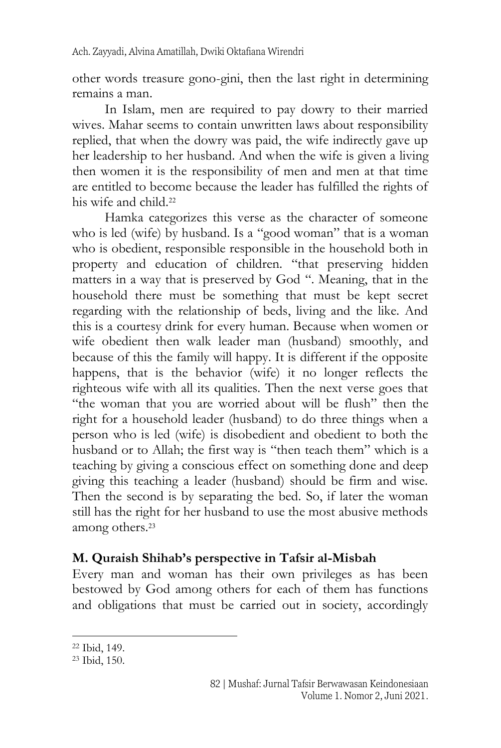other words treasure gono-gini, then the last right in determining remains a man.

In Islam, men are required to pay dowry to their married wives. Mahar seems to contain unwritten laws about responsibility replied, that when the dowry was paid, the wife indirectly gave up her leadership to her husband. And when the wife is given a living then women it is the responsibility of men and men at that time are entitled to become because the leader has fulfilled the rights of his wife and child.[22]

Hamka categorizes this verse as the character of someone who is led (wife) by husband. Is a "good woman" that is a woman who is obedient, responsible responsible in the household both in property and education of children. "that preserving hidden matters in a way that is preserved by God ". Meaning, that in the household there must be something that must be kept secret regarding with the relationship of beds, living and the like. And this is a courtesy drink for every human. Because when women or wife obedient then walk leader man (husband) smoothly, and because of this the family will happy. It is different if the opposite happens, that is the behavior (wife) it no longer reflects the righteous wife with all its qualities. Then the next verse goes that "the woman that you are worried about will be flush" then the right for a household leader (husband) to do three things when a person who is led (wife) is disobedient and obedient to both the husband or to Allah; the first way is "then teach them" which is a teaching by giving a conscious effect on something done and deep giving this teaching a leader (husband) should be firm and wise. Then the second is by separating the bed. So, if later the woman still has the right for her husband to use the most abusive methods among others.[23]

## M. Quraish Shihab's perspective in Tafsir al-Misbah

Every man and woman has their own privileges as has been bestowed by God among others for each of them has functions and obligations that must be carried out in society, accordingly

---

[22] Ibid, 149.

[23] Ibid, 150.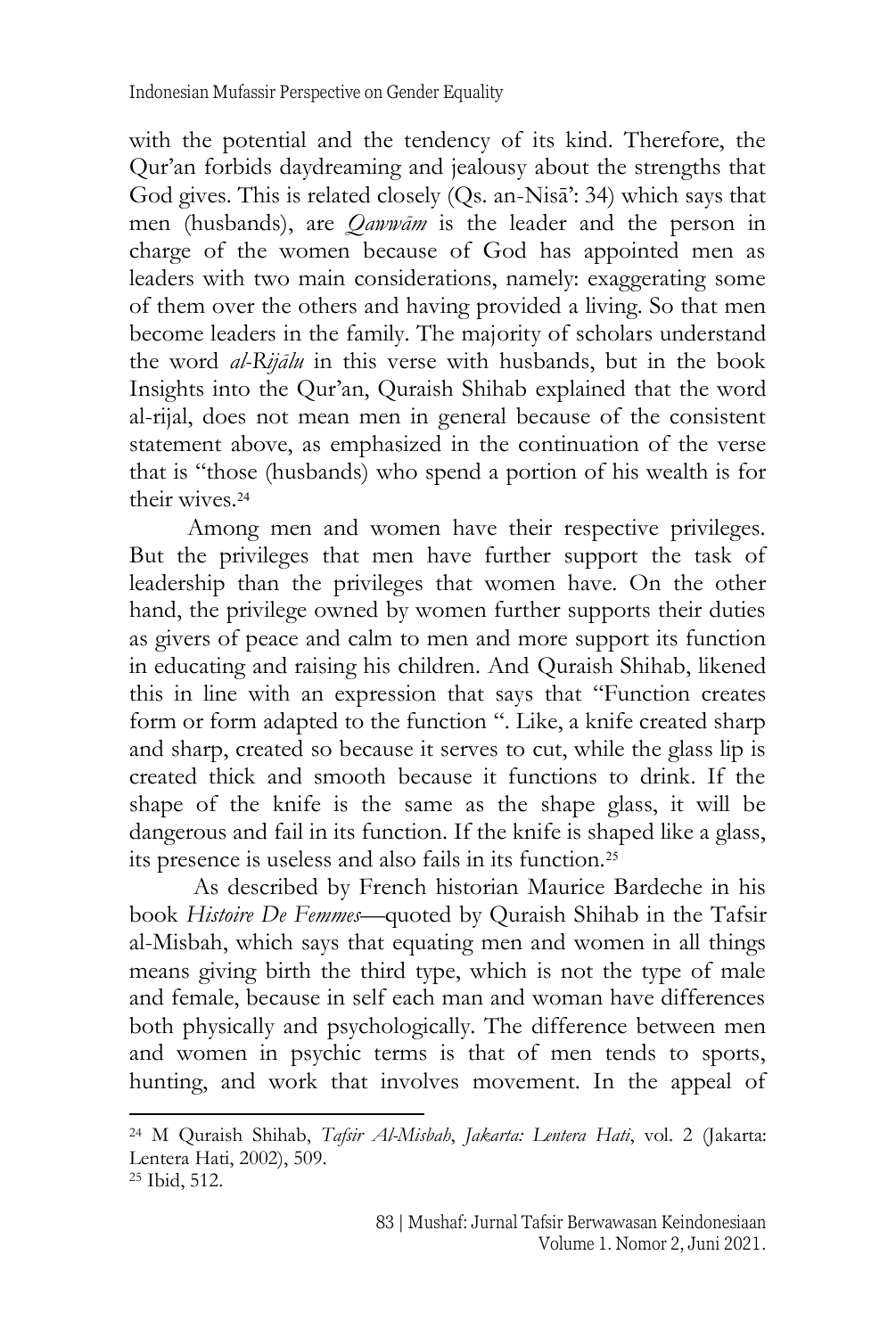with the potential and the tendency of its kind. Therefore, the Qur'an forbids daydreaming and jealousy about the strengths that God gives. This is related closely (Qs. an-Nisā': 34) which says that men (husbands), are *Qawwām* is the leader and the person in charge of the women because of God has appointed men as leaders with two main considerations, namely: exaggerating some of them over the others and having provided a living. So that men become leaders in the family. The majority of scholars understand the word *al-Rijālu* in this verse with husbands, but in the book Insights into the Qur'an, Quraish Shihab explained that the word al-rijal, does not mean men in general because of the consistent statement above, as emphasized in the continuation of the verse that is "those (husbands) who spend a portion of his wealth is for their wives.[24]

Among men and women have their respective privileges. But the privileges that men have further support the task of leadership than the privileges that women have. On the other hand, the privilege owned by women further supports their duties as givers of peace and calm to men and more support its function in educating and raising his children. And Quraish Shihab, likened this in line with an expression that says that "Function creates form or form adapted to the function ". Like, a knife created sharp and sharp, created so because it serves to cut, while the glass lip is created thick and smooth because it functions to drink. If the shape of the knife is the same as the shape glass, it will be dangerous and fail in its function. If the knife is shaped like a glass, its presence is useless and also fails in its function.[25]

As described by French historian Maurice Bardeche in his book *Histoire De Femmes*—quoted by Quraish Shihab in the Tafsir al-Misbah, which says that equating men and women in all things means giving birth the third type, which is not the type of male and female, because in self each man and woman have differences both physically and psychologically. The difference between men and women in psychic terms is that of men tends to sports, hunting, and work that involves movement. In the appeal of

---

[24] M Quraish Shihab, *Tafsir Al-Misbah*, *Jakarta: Lentera Hati*, vol. 2 (Jakarta: Lentera Hati, 2002), 509.

[25] Ibid, 512.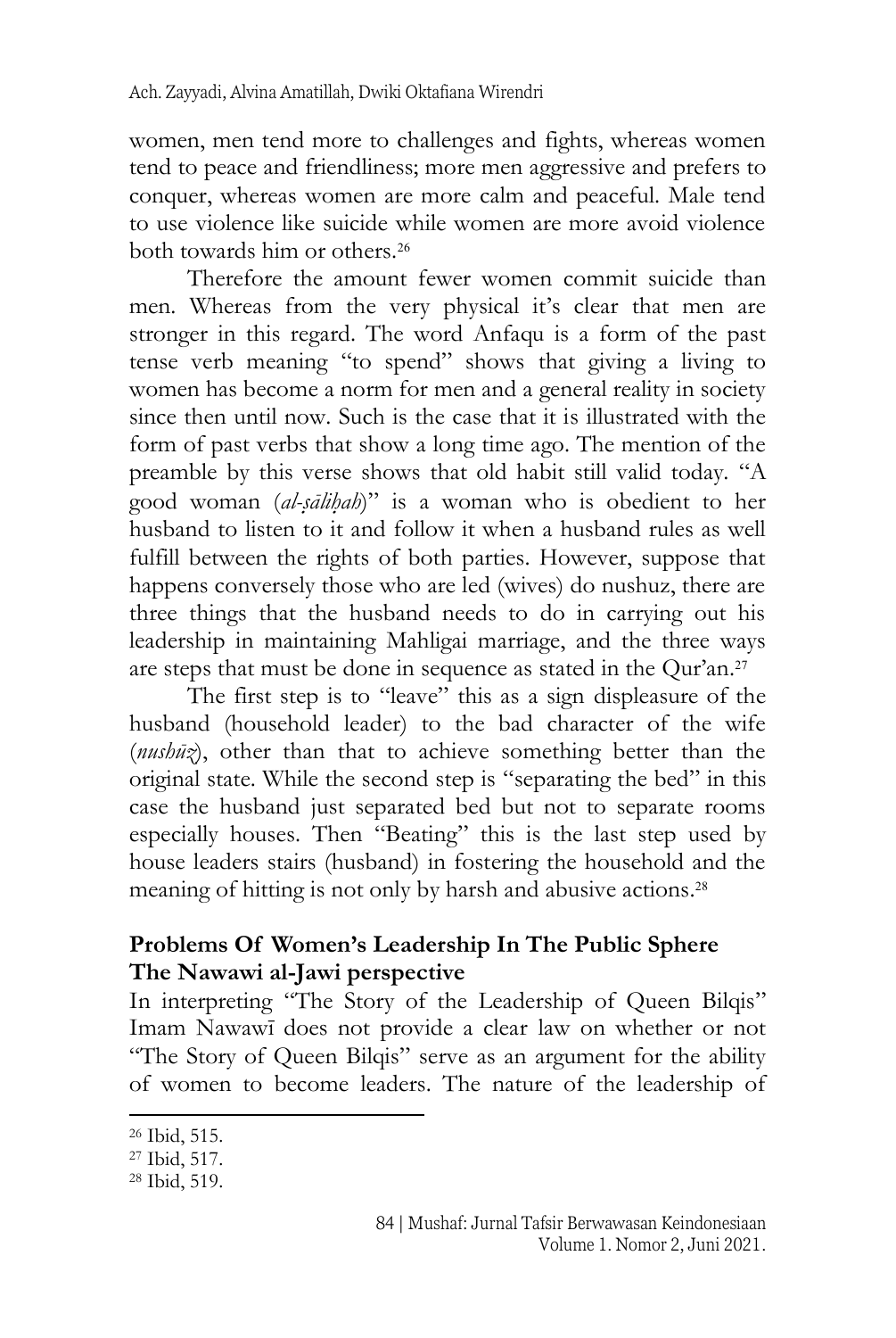women, men tend more to challenges and fights, whereas women tend to peace and friendliness; more men aggressive and prefers to conquer, whereas women are more calm and peaceful. Male tend to use violence like suicide while women are more avoid violence both towards him or others.[26]

Therefore the amount fewer women commit suicide than men. Whereas from the very physical it's clear that men are stronger in this regard. The word Anfaqu is a form of the past tense verb meaning "to spend" shows that giving a living to women has become a norm for men and a general reality in society since then until now. Such is the case that it is illustrated with the form of past verbs that show a long time ago. The mention of the preamble by this verse shows that old habit still valid today. "A good woman (*al-ṣāliḥah*)" is a woman who is obedient to her husband to listen to it and follow it when a husband rules as well fulfill between the rights of both parties. However, suppose that happens conversely those who are led (wives) do nushuz, there are three things that the husband needs to do in carrying out his leadership in maintaining Mahligai marriage, and the three ways are steps that must be done in sequence as stated in the Qur'an.[27]

The first step is to "leave" this as a sign displeasure of the husband (household leader) to the bad character of the wife (*nushūz*), other than that to achieve something better than the original state. While the second step is "separating the bed" in this case the husband just separated bed but not to separate rooms especially houses. Then "Beating" this is the last step used by house leaders stairs (husband) in fostering the household and the meaning of hitting is not only by harsh and abusive actions.[28]

## Problems Of Women's Leadership In The Public Sphere

### The Nawawi al-Jawi perspective

In interpreting "The Story of the Leadership of Queen Bilqis" Imam Nawawī does not provide a clear law on whether or not "The Story of Queen Bilqis" serve as an argument for the ability of women to become leaders. The nature of the leadership of

---

[26] Ibid, 515.

[27] Ibid, 517.

[28] Ibid, 519.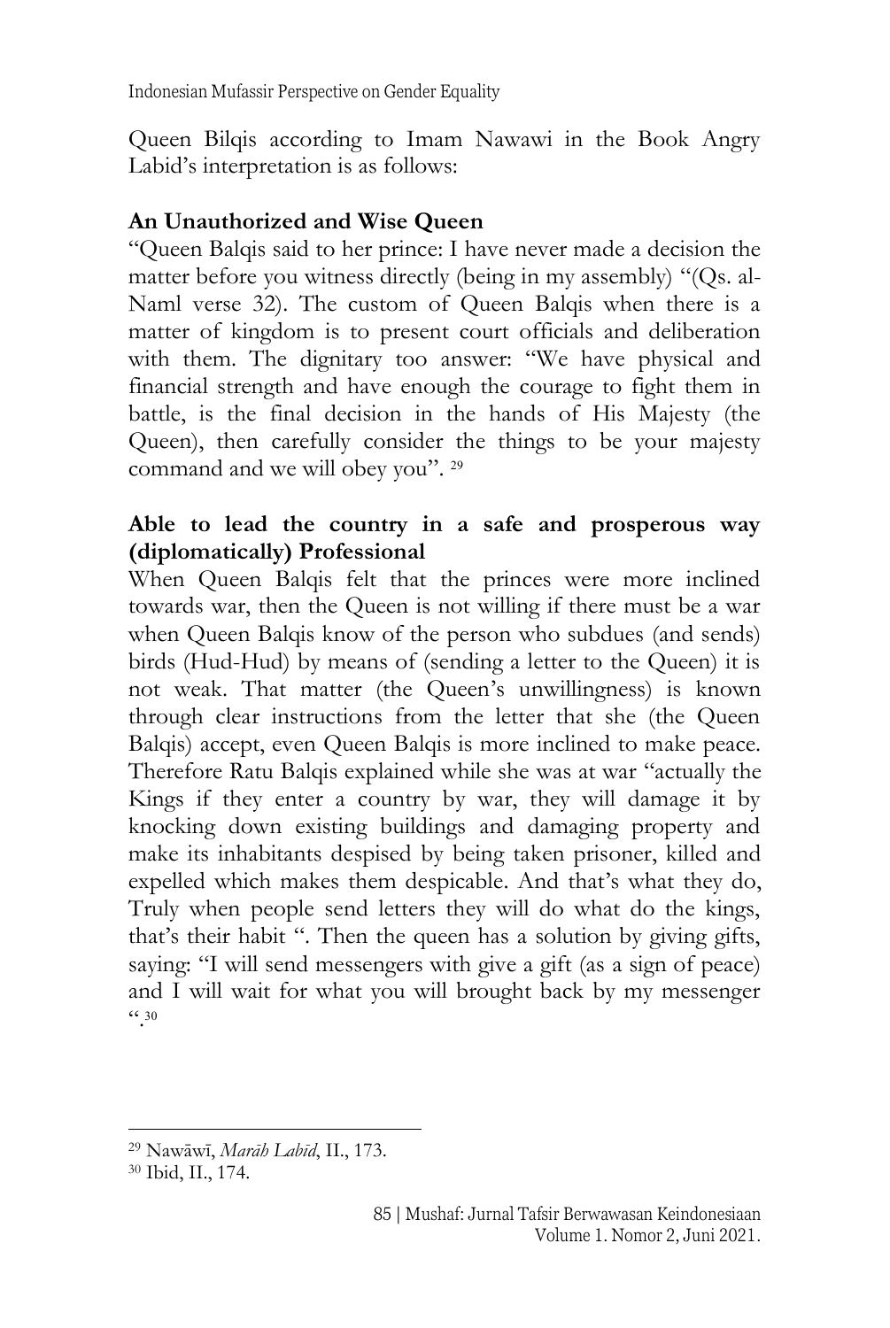Queen Bilqis according to Imam Nawawi in the Book Angry Labid's interpretation is as follows:

**An Unauthorized and Wise Queen**

"Queen Balqis said to her prince: I have never made a decision the matter before you witness directly (being in my assembly) "(Qs. al-Naml verse 32). The custom of Queen Balqis when there is a matter of kingdom is to present court officials and deliberation with them. The dignitary too answer: "We have physical and financial strength and have enough the courage to fight them in battle, is the final decision in the hands of His Majesty (the Queen), then carefully consider the things to be your majesty command and we will obey you". [29]

**Able to lead the country in a safe and prosperous way (diplomatically) Professional**

When Queen Balqis felt that the princes were more inclined towards war, then the Queen is not willing if there must be a war when Queen Balqis know of the person who subdues (and sends) birds (Hud-Hud) by means of (sending a letter to the Queen) it is not weak. That matter (the Queen's unwillingness) is known through clear instructions from the letter that she (the Queen Balqis) accept, even Queen Balqis is more inclined to make peace. Therefore Ratu Balqis explained while she was at war "actually the Kings if they enter a country by war, they will damage it by knocking down existing buildings and damaging property and make its inhabitants despised by being taken prisoner, killed and expelled which makes them despicable. And that's what they do, Truly when people send letters they will do what do the kings, that's their habit ". Then the queen has a solution by giving gifts, saying: "I will send messengers with give a gift (as a sign of peace) and I will wait for what you will brought back by my messenger ".[30]

---

[29] Nawāwī, *Marāh Labīd*, II., 173.

[30] Ibid, II., 174.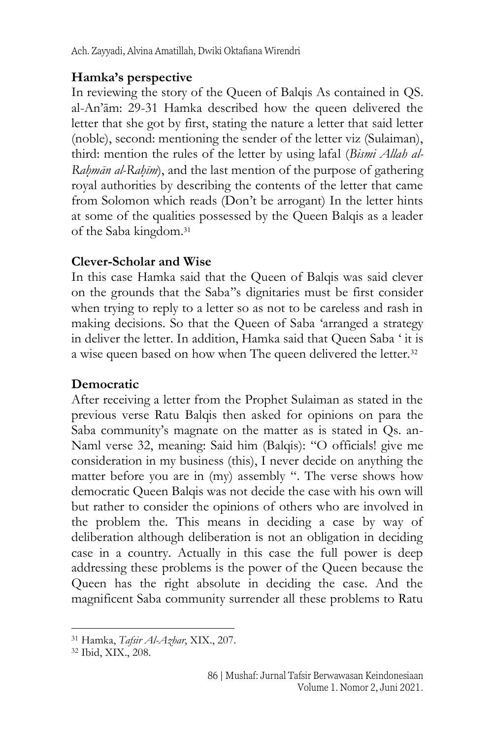## Hamka's perspective

In reviewing the story of the Queen of Balqis As contained in QS. al-An'ām: 29-31 Hamka described how the queen delivered the letter that she got by first, stating the nature a letter that said letter (noble), second: mentioning the sender of the letter viz (Sulaiman), third: mention the rules of the letter by using lafal (*Bismi Allah al-Raḥmān al-Raḥīm*), and the last mention of the purpose of gathering royal authorities by describing the contents of the letter that came from Solomon which reads (Don't be arrogant) In the letter hints at some of the qualities possessed by the Queen Balqis as a leader of the Saba kingdom.[31]

## Clever-Scholar and Wise

In this case Hamka said that the Queen of Balqis was said clever on the grounds that the Saba"s dignitaries must be first consider when trying to reply to a letter so as not to be careless and rash in making decisions. So that the Queen of Saba 'arranged a strategy in deliver the letter. In addition, Hamka said that Queen Saba ' it is a wise queen based on how when The queen delivered the letter.[32]

## Democratic

After receiving a letter from the Prophet Sulaiman as stated in the previous verse Ratu Balqis then asked for opinions on para the Saba community's magnate on the matter as is stated in Qs. an-Naml verse 32, meaning: Said him (Balqis): "O officials! give me consideration in my business (this), I never decide on anything the matter before you are in (my) assembly ". The verse shows how democratic Queen Balqis was not decide the case with his own will but rather to consider the opinions of others who are involved in the problem the. This means in deciding a case by way of deliberation although deliberation is not an obligation in deciding case in a country. Actually in this case the full power is deep addressing these problems is the power of the Queen because the Queen has the right absolute in deciding the case. And the magnificent Saba community surrender all these problems to Ratu

---

[31] Hamka, *Tafsir Al-Azhar*, XIX., 207.

[32] Ibid, XIX., 208.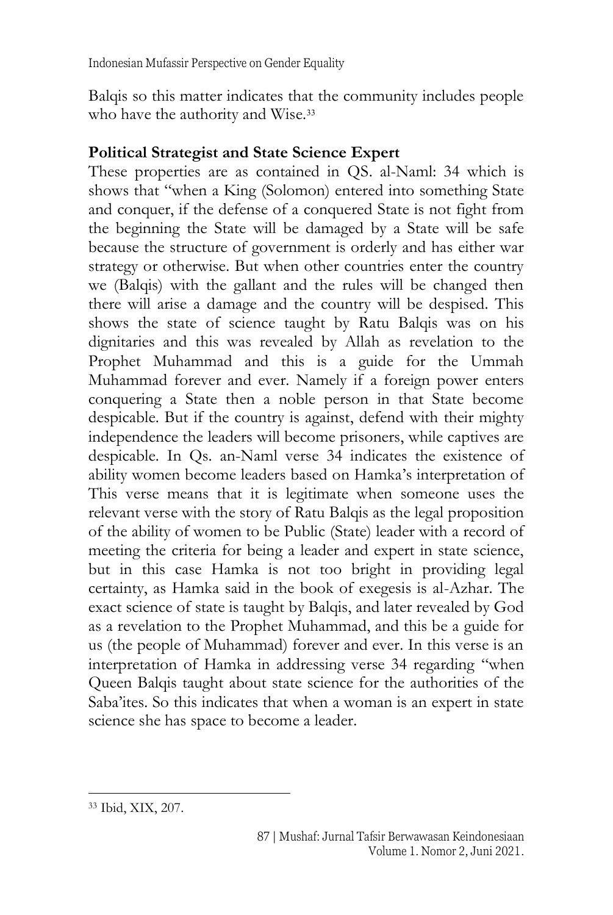Balqis so this matter indicates that the community includes people who have the authority and Wise.[33]

**Political Strategist and State Science Expert**

These properties are as contained in QS. al-Naml: 34 which is shows that "when a King (Solomon) entered into something State and conquer, if the defense of a conquered State is not fight from the beginning the State will be damaged by a State will be safe because the structure of government is orderly and has either war strategy or otherwise. But when other countries enter the country we (Balqis) with the gallant and the rules will be changed then there will arise a damage and the country will be despised. This shows the state of science taught by Ratu Balqis was on his dignitaries and this was revealed by Allah as revelation to the Prophet Muhammad and this is a guide for the Ummah Muhammad forever and ever. Namely if a foreign power enters conquering a State then a noble person in that State become despicable. But if the country is against, defend with their mighty independence the leaders will become prisoners, while captives are despicable. In Qs. an-Naml verse 34 indicates the existence of ability women become leaders based on Hamka's interpretation of This verse means that it is legitimate when someone uses the relevant verse with the story of Ratu Balqis as the legal proposition of the ability of women to be Public (State) leader with a record of meeting the criteria for being a leader and expert in state science, but in this case Hamka is not too bright in providing legal certainty, as Hamka said in the book of exegesis is al-Azhar. The exact science of state is taught by Balqis, and later revealed by God as a revelation to the Prophet Muhammad, and this be a guide for us (the people of Muhammad) forever and ever. In this verse is an interpretation of Hamka in addressing verse 34 regarding "when Queen Balqis taught about state science for the authorities of the Saba'ites. So this indicates that when a woman is an expert in state science she has space to become a leader.

---

[33] Ibid, XIX, 207.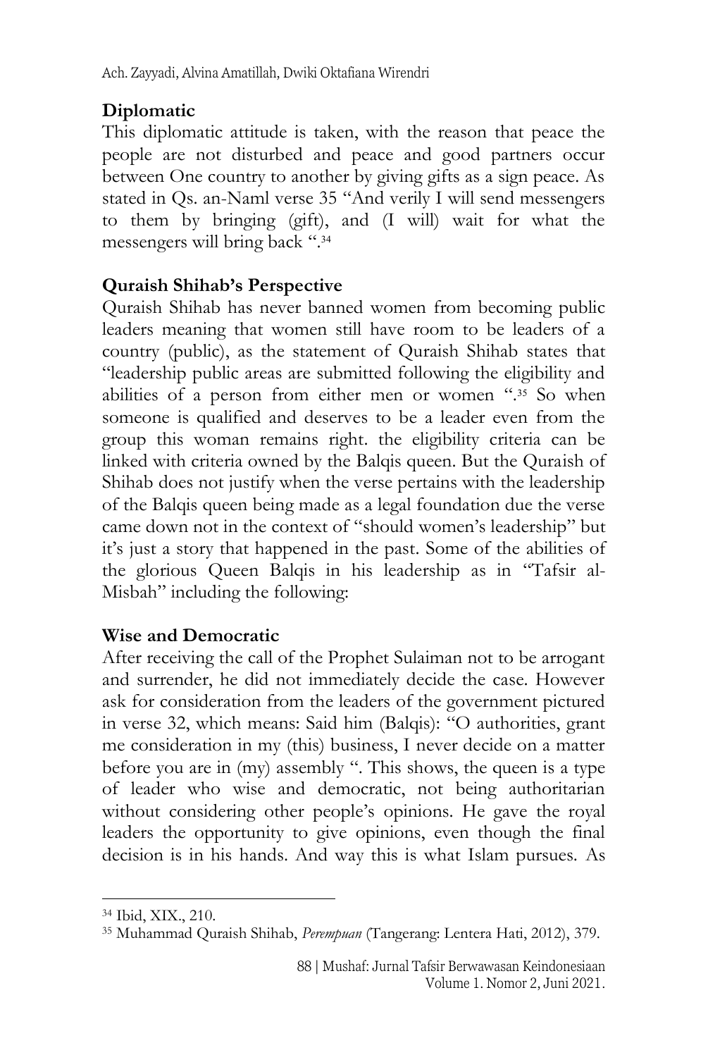**Diplomatic**

This diplomatic attitude is taken, with the reason that peace the people are not disturbed and peace and good partners occur between One country to another by giving gifts as a sign peace. As stated in Qs. an-Naml verse 35 "And verily I will send messengers to them by bringing (gift), and (I will) wait for what the messengers will bring back ".[34]

**Quraish Shihab's Perspective**

Quraish Shihab has never banned women from becoming public leaders meaning that women still have room to be leaders of a country (public), as the statement of Quraish Shihab states that "leadership public areas are submitted following the eligibility and abilities of a person from either men or women ".[35] So when someone is qualified and deserves to be a leader even from the group this woman remains right. the eligibility criteria can be linked with criteria owned by the Balqis queen. But the Quraish of Shihab does not justify when the verse pertains with the leadership of the Balqis queen being made as a legal foundation due the verse came down not in the context of "should women's leadership" but it's just a story that happened in the past. Some of the abilities of the glorious Queen Balqis in his leadership as in "Tafsir al-Misbah" including the following:

**Wise and Democratic**

After receiving the call of the Prophet Sulaiman not to be arrogant and surrender, he did not immediately decide the case. However ask for consideration from the leaders of the government pictured in verse 32, which means: Said him (Balqis): "O authorities, grant me consideration in my (this) business, I never decide on a matter before you are in (my) assembly ". This shows, the queen is a type of leader who wise and democratic, not being authoritarian without considering other people's opinions. He gave the royal leaders the opportunity to give opinions, even though the final decision is in his hands. And way this is what Islam pursues. As

---

[34] Ibid, XIX., 210.

[35] Muhammad Quraish Shihab, *Perempuan* (Tangerang: Lentera Hati, 2012), 379.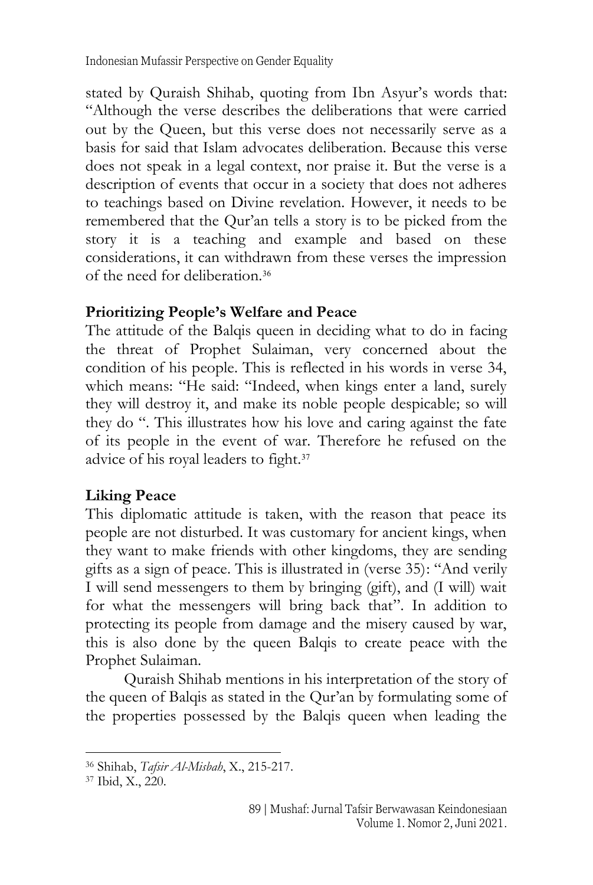stated by Quraish Shihab, quoting from Ibn Asyur's words that: "Although the verse describes the deliberations that were carried out by the Queen, but this verse does not necessarily serve as a basis for said that Islam advocates deliberation. Because this verse does not speak in a legal context, nor praise it. But the verse is a description of events that occur in a society that does not adheres to teachings based on Divine revelation. However, it needs to be remembered that the Qur'an tells a story is to be picked from the story it is a teaching and example and based on these considerations, it can withdrawn from these verses the impression of the need for deliberation.[36]

## Prioritizing People's Welfare and Peace

The attitude of the Balqis queen in deciding what to do in facing the threat of Prophet Sulaiman, very concerned about the condition of his people. This is reflected in his words in verse 34, which means: "He said: "Indeed, when kings enter a land, surely they will destroy it, and make its noble people despicable; so will they do ". This illustrates how his love and caring against the fate of its people in the event of war. Therefore he refused on the advice of his royal leaders to fight.[37]

## Liking Peace

This diplomatic attitude is taken, with the reason that peace its people are not disturbed. It was customary for ancient kings, when they want to make friends with other kingdoms, they are sending gifts as a sign of peace. This is illustrated in (verse 35): "And verily I will send messengers to them by bringing (gift), and (I will) wait for what the messengers will bring back that". In addition to protecting its people from damage and the misery caused by war, this is also done by the queen Balqis to create peace with the Prophet Sulaiman.

Quraish Shihab mentions in his interpretation of the story of the queen of Balqis as stated in the Qur'an by formulating some of the properties possessed by the Balqis queen when leading the

---

[36] Shihab, *Tafsir Al-Misbah*, X., 215-217.

[37] Ibid, X., 220.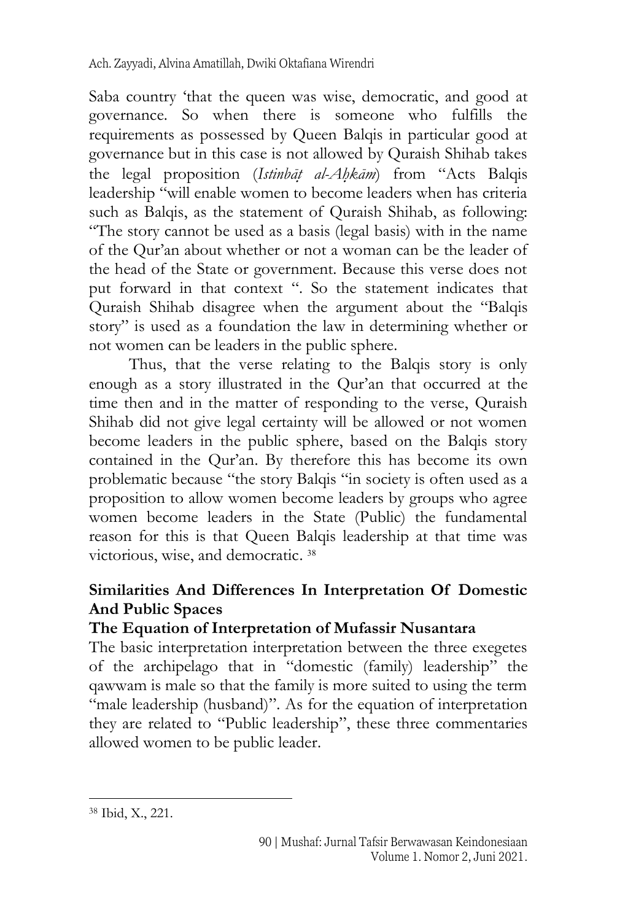Saba country 'that the queen was wise, democratic, and good at governance. So when there is someone who fulfills the requirements as possessed by Queen Balqis in particular good at governance but in this case is not allowed by Quraish Shihab takes the legal proposition (*Istinbāṭ al-Aḥkām*) from "Acts Balqis leadership "will enable women to become leaders when has criteria such as Balqis, as the statement of Quraish Shihab, as following: "The story cannot be used as a basis (legal basis) with in the name of the Qur'an about whether or not a woman can be the leader of the head of the State or government. Because this verse does not put forward in that context ". So the statement indicates that Quraish Shihab disagree when the argument about the "Balqis story" is used as a foundation the law in determining whether or not women can be leaders in the public sphere.

Thus, that the verse relating to the Balqis story is only enough as a story illustrated in the Qur'an that occurred at the time then and in the matter of responding to the verse, Quraish Shihab did not give legal certainty will be allowed or not women become leaders in the public sphere, based on the Balqis story contained in the Qur'an. By therefore this has become its own problematic because "the story Balqis "in society is often used as a proposition to allow women become leaders by groups who agree women become leaders in the State (Public) the fundamental reason for this is that Queen Balqis leadership at that time was victorious, wise, and democratic. [38]

## Similarities And Differences In Interpretation Of Domestic And Public Spaces

### The Equation of Interpretation of Mufassir Nusantara

The basic interpretation interpretation between the three exegetes of the archipelago that in "domestic (family) leadership" the qawwam is male so that the family is more suited to using the term "male leadership (husband)". As for the equation of interpretation they are related to "Public leadership", these three commentaries allowed women to be public leader.

---

[38] Ibid, X., 221.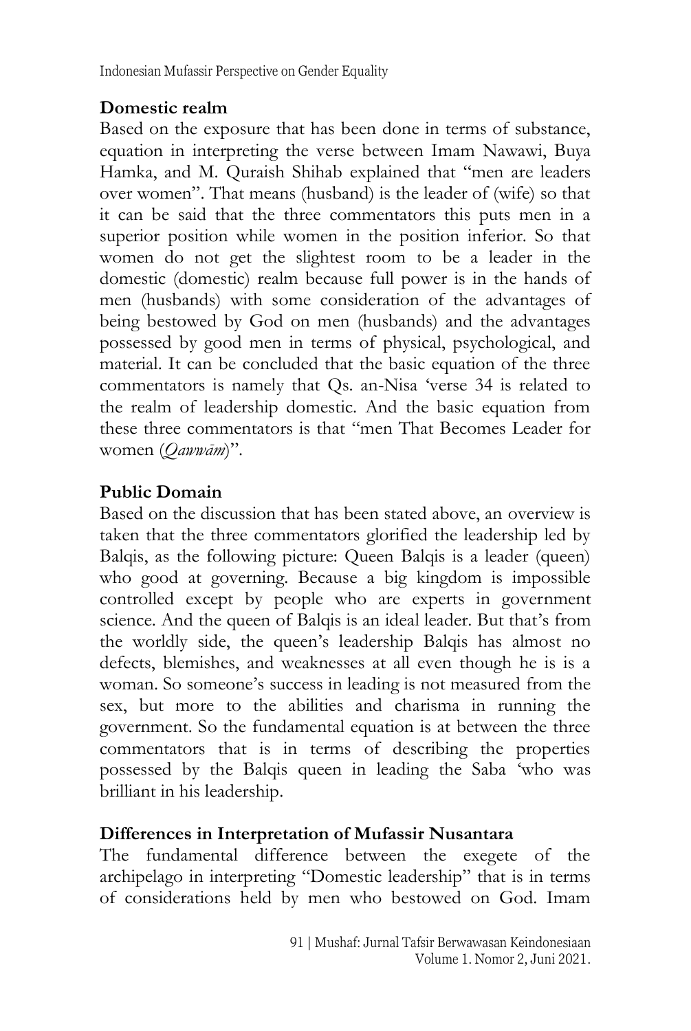### Domestic realm

Based on the exposure that has been done in terms of substance, equation in interpreting the verse between Imam Nawawi, Buya Hamka, and M. Quraish Shihab explained that "men are leaders over women". That means (husband) is the leader of (wife) so that it can be said that the three commentators this puts men in a superior position while women in the position inferior. So that women do not get the slightest room to be a leader in the domestic (domestic) realm because full power is in the hands of men (husbands) with some consideration of the advantages of being bestowed by God on men (husbands) and the advantages possessed by good men in terms of physical, psychological, and material. It can be concluded that the basic equation of the three commentators is namely that Qs. an-Nisa 'verse 34 is related to the realm of leadership domestic. And the basic equation from these three commentators is that "men That Becomes Leader for women (*Qawwām*)".

### Public Domain

Based on the discussion that has been stated above, an overview is taken that the three commentators glorified the leadership led by Balqis, as the following picture: Queen Balqis is a leader (queen) who good at governing. Because a big kingdom is impossible controlled except by people who are experts in government science. And the queen of Balqis is an ideal leader. But that's from the worldly side, the queen's leadership Balqis has almost no defects, blemishes, and weaknesses at all even though he is is a woman. So someone's success in leading is not measured from the sex, but more to the abilities and charisma in running the government. So the fundamental equation is at between the three commentators that is in terms of describing the properties possessed by the Balqis queen in leading the Saba 'who was brilliant in his leadership.

### Differences in Interpretation of Mufassir Nusantara

The fundamental difference between the exegete of the archipelago in interpreting "Domestic leadership" that is in terms of considerations held by men who bestowed on God. Imam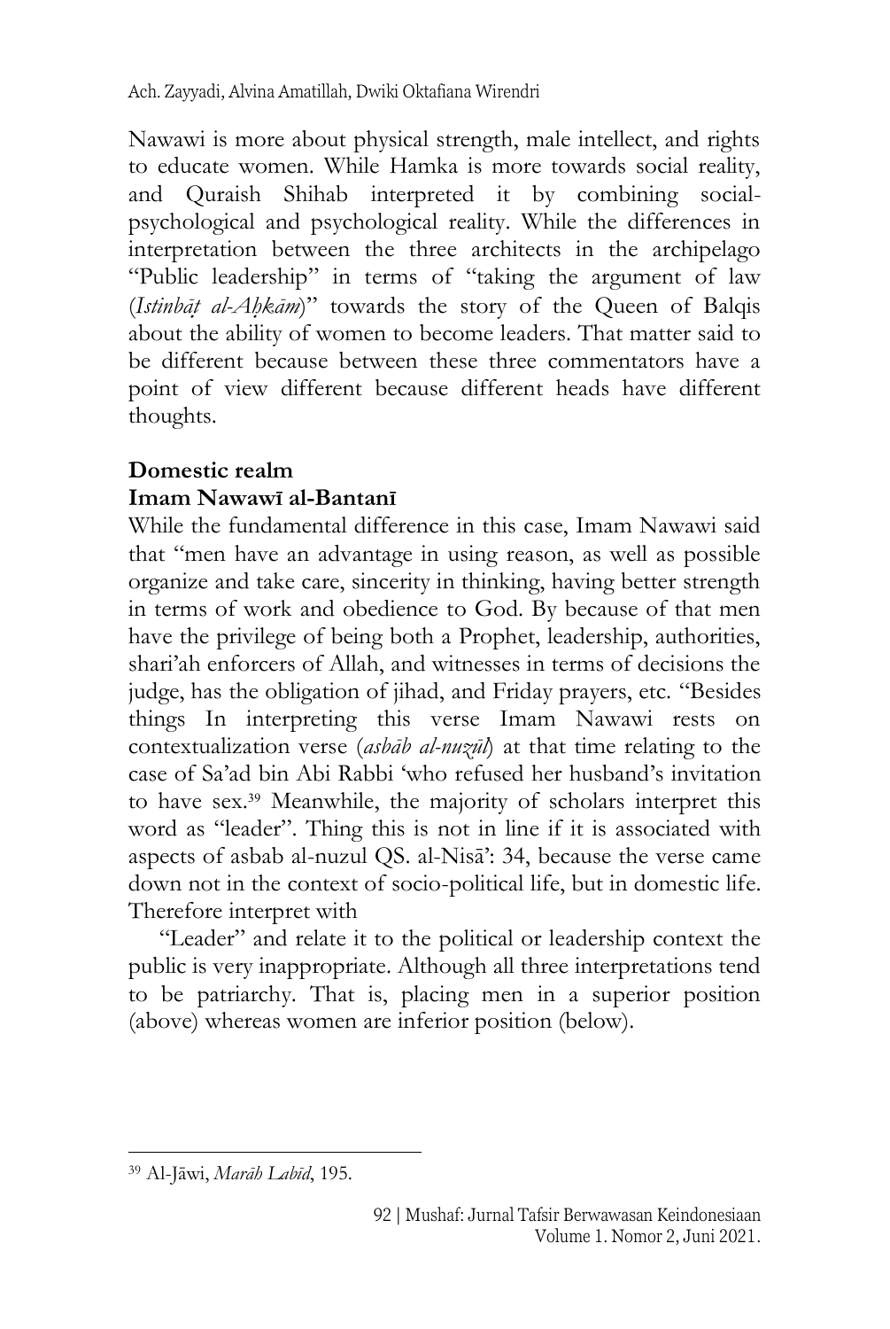Nawawi is more about physical strength, male intellect, and rights to educate women. While Hamka is more towards social reality, and Quraish Shihab interpreted it by combining social-psychological and psychological reality. While the differences in interpretation between the three architects in the archipelago "Public leadership" in terms of "taking the argument of law (*Istinbāṭ al-Aḥkām*)" towards the story of the Queen of Balqis about the ability of women to become leaders. That matter said to be different because between these three commentators have a point of view different because different heads have different thoughts.

**Domestic realm**

**Imam Nawawī al-Bantanī**

While the fundamental difference in this case, Imam Nawawi said that "men have an advantage in using reason, as well as possible organize and take care, sincerity in thinking, having better strength in terms of work and obedience to God. By because of that men have the privilege of being both a Prophet, leadership, authorities, shari'ah enforcers of Allah, and witnesses in terms of decisions the judge, has the obligation of jihad, and Friday prayers, etc. "Besides things In interpreting this verse Imam Nawawi rests on contextualization verse (*asbāb al-nuzūl*) at that time relating to the case of Sa'ad bin Abi Rabbi 'who refused her husband's invitation to have sex.[39] Meanwhile, the majority of scholars interpret this word as "leader". Thing this is not in line if it is associated with aspects of asbab al-nuzul QS. al-Nisā': 34, because the verse came down not in the context of socio-political life, but in domestic life. Therefore interpret with

"Leader" and relate it to the political or leadership context the public is very inappropriate. Although all three interpretations tend to be patriarchy. That is, placing men in a superior position (above) whereas women are inferior position (below).

[39] Al-Jāwi, *Marāh Labīd*, 195.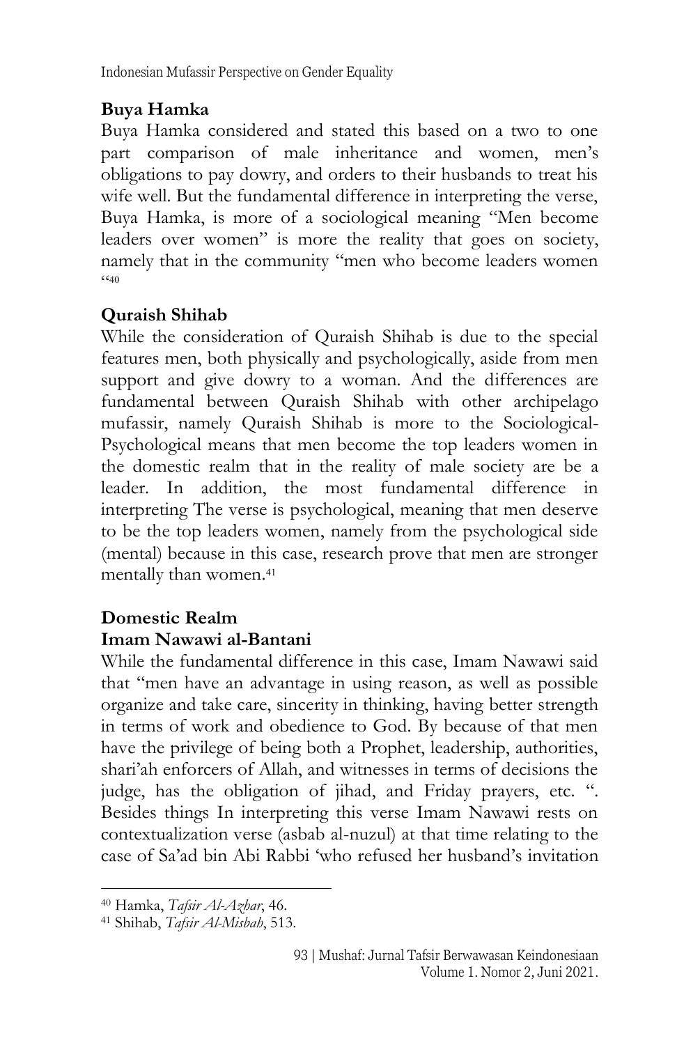**Buya Hamka**

Buya Hamka considered and stated this based on a two to one part comparison of male inheritance and women, men's obligations to pay dowry, and orders to their husbands to treat his wife well. But the fundamental difference in interpreting the verse, Buya Hamka, is more of a sociological meaning "Men become leaders over women" is more the reality that goes on society, namely that in the community "men who become leaders women "[40]

**Quraish Shihab**

While the consideration of Quraish Shihab is due to the special features men, both physically and psychologically, aside from men support and give dowry to a woman. And the differences are fundamental between Quraish Shihab with other archipelago mufassir, namely Quraish Shihab is more to the Sociological-Psychological means that men become the top leaders women in the domestic realm that in the reality of male society are be a leader. In addition, the most fundamental difference in interpreting The verse is psychological, meaning that men deserve to be the top leaders women, namely from the psychological side (mental) because in this case, research prove that men are stronger mentally than women.[41]

**Domestic Realm**

**Imam Nawawi al-Bantani**

While the fundamental difference in this case, Imam Nawawi said that "men have an advantage in using reason, as well as possible organize and take care, sincerity in thinking, having better strength in terms of work and obedience to God. By because of that men have the privilege of being both a Prophet, leadership, authorities, shari'ah enforcers of Allah, and witnesses in terms of decisions the judge, has the obligation of jihad, and Friday prayers, etc. ". Besides things In interpreting this verse Imam Nawawi rests on contextualization verse (asbab al-nuzul) at that time relating to the case of Sa'ad bin Abi Rabbi 'who refused her husband's invitation

---

[40] Hamka, *Tafsir Al-Azhar*, 46.

[41] Shihab, *Tafsir Al-Misbah*, 513.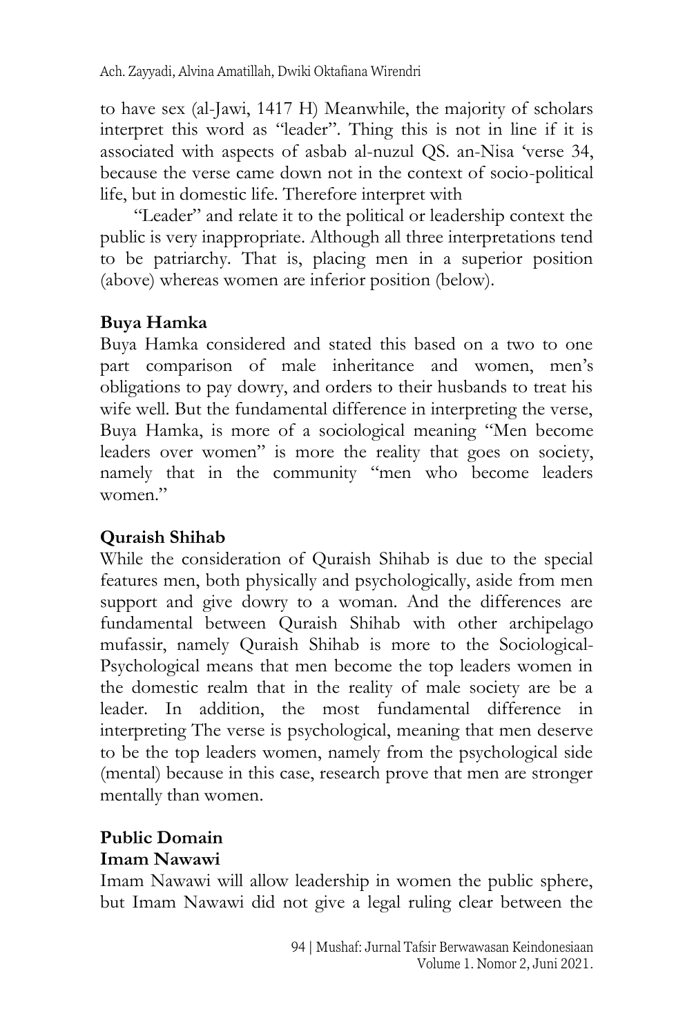to have sex (al-Jawi, 1417 H) Meanwhile, the majority of scholars interpret this word as "leader". Thing this is not in line if it is associated with aspects of asbab al-nuzul QS. an-Nisa 'verse 34, because the verse came down not in the context of socio-political life, but in domestic life. Therefore interpret with

"Leader" and relate it to the political or leadership context the public is very inappropriate. Although all three interpretations tend to be patriarchy. That is, placing men in a superior position (above) whereas women are inferior position (below).

**Buya Hamka**

Buya Hamka considered and stated this based on a two to one part comparison of male inheritance and women, men's obligations to pay dowry, and orders to their husbands to treat his wife well. But the fundamental difference in interpreting the verse, Buya Hamka, is more of a sociological meaning "Men become leaders over women" is more the reality that goes on society, namely that in the community "men who become leaders women."

**Quraish Shihab**

While the consideration of Quraish Shihab is due to the special features men, both physically and psychologically, aside from men support and give dowry to a woman. And the differences are fundamental between Quraish Shihab with other archipelago mufassir, namely Quraish Shihab is more to the Sociological-Psychological means that men become the top leaders women in the domestic realm that in the reality of male society are be a leader. In addition, the most fundamental difference in interpreting The verse is psychological, meaning that men deserve to be the top leaders women, namely from the psychological side (mental) because in this case, research prove that men are stronger mentally than women.

**Public Domain**

**Imam Nawawi**

Imam Nawawi will allow leadership in women the public sphere, but Imam Nawawi did not give a legal ruling clear between the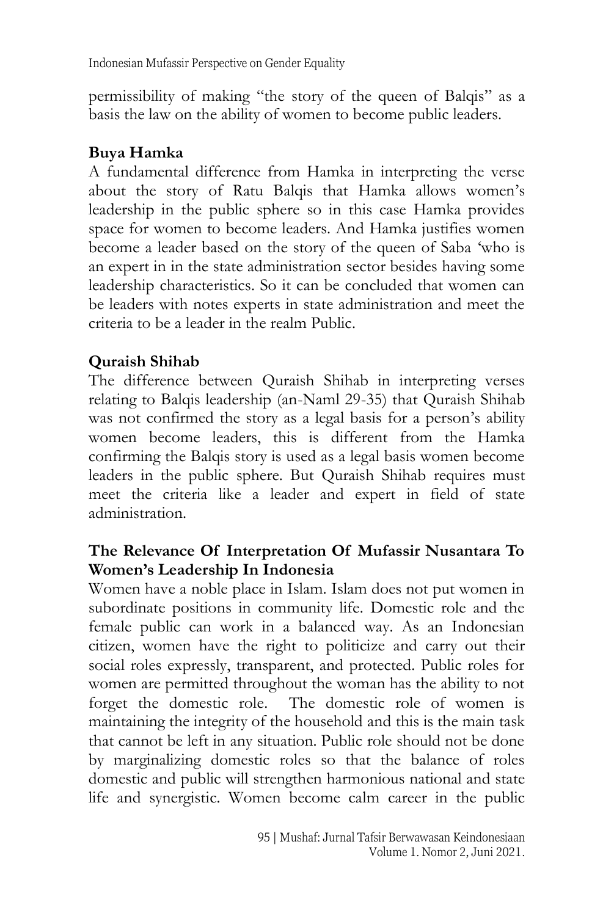permissibility of making "the story of the queen of Balqis" as a basis the law on the ability of women to become public leaders.

**Buya Hamka**

A fundamental difference from Hamka in interpreting the verse about the story of Ratu Balqis that Hamka allows women's leadership in the public sphere so in this case Hamka provides space for women to become leaders. And Hamka justifies women become a leader based on the story of the queen of Saba 'who is an expert in in the state administration sector besides having some leadership characteristics. So it can be concluded that women can be leaders with notes experts in state administration and meet the criteria to be a leader in the realm Public.

**Quraish Shihab**

The difference between Quraish Shihab in interpreting verses relating to Balqis leadership (an-Naml 29-35) that Quraish Shihab was not confirmed the story as a legal basis for a person's ability women become leaders, this is different from the Hamka confirming the Balqis story is used as a legal basis women become leaders in the public sphere. But Quraish Shihab requires must meet the criteria like a leader and expert in field of state administration.

**The Relevance Of Interpretation Of Mufassir Nusantara To Women's Leadership In Indonesia**

Women have a noble place in Islam. Islam does not put women in subordinate positions in community life. Domestic role and the female public can work in a balanced way. As an Indonesian citizen, women have the right to politicize and carry out their social roles expressly, transparent, and protected. Public roles for women are permitted throughout the woman has the ability to not forget the domestic role. The domestic role of women is maintaining the integrity of the household and this is the main task that cannot be left in any situation. Public role should not be done by marginalizing domestic roles so that the balance of roles domestic and public will strengthen harmonious national and state life and synergistic. Women become calm career in the public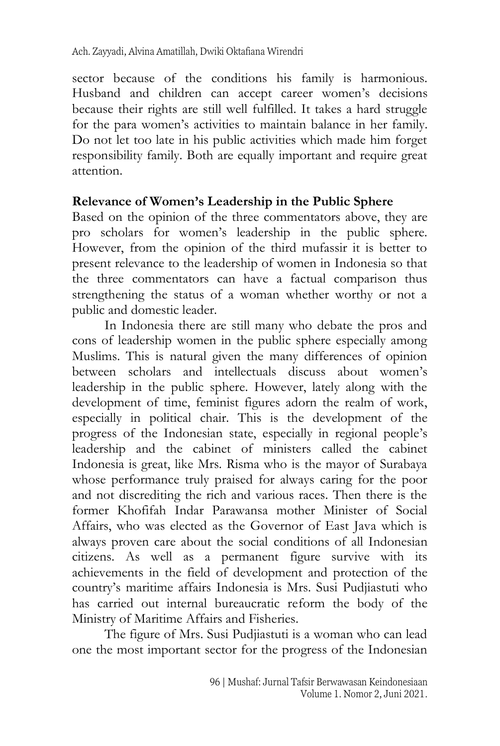sector because of the conditions his family is harmonious. Husband and children can accept career women's decisions because their rights are still well fulfilled. It takes a hard struggle for the para women's activities to maintain balance in her family. Do not let too late in his public activities which made him forget responsibility family. Both are equally important and require great attention.

## Relevance of Women's Leadership in the Public Sphere

Based on the opinion of the three commentators above, they are pro scholars for women's leadership in the public sphere. However, from the opinion of the third mufassir it is better to present relevance to the leadership of women in Indonesia so that the three commentators can have a factual comparison thus strengthening the status of a woman whether worthy or not a public and domestic leader.

In Indonesia there are still many who debate the pros and cons of leadership women in the public sphere especially among Muslims. This is natural given the many differences of opinion between scholars and intellectuals discuss about women's leadership in the public sphere. However, lately along with the development of time, feminist figures adorn the realm of work, especially in political chair. This is the development of the progress of the Indonesian state, especially in regional people's leadership and the cabinet of ministers called the cabinet Indonesia is great, like Mrs. Risma who is the mayor of Surabaya whose performance truly praised for always caring for the poor and not discrediting the rich and various races. Then there is the former Khofifah Indar Parawansa mother Minister of Social Affairs, who was elected as the Governor of East Java which is always proven care about the social conditions of all Indonesian citizens. As well as a permanent figure survive with its achievements in the field of development and protection of the country's maritime affairs Indonesia is Mrs. Susi Pudjiastuti who has carried out internal bureaucratic reform the body of the Ministry of Maritime Affairs and Fisheries.

The figure of Mrs. Susi Pudjiastuti is a woman who can lead one the most important sector for the progress of the Indonesian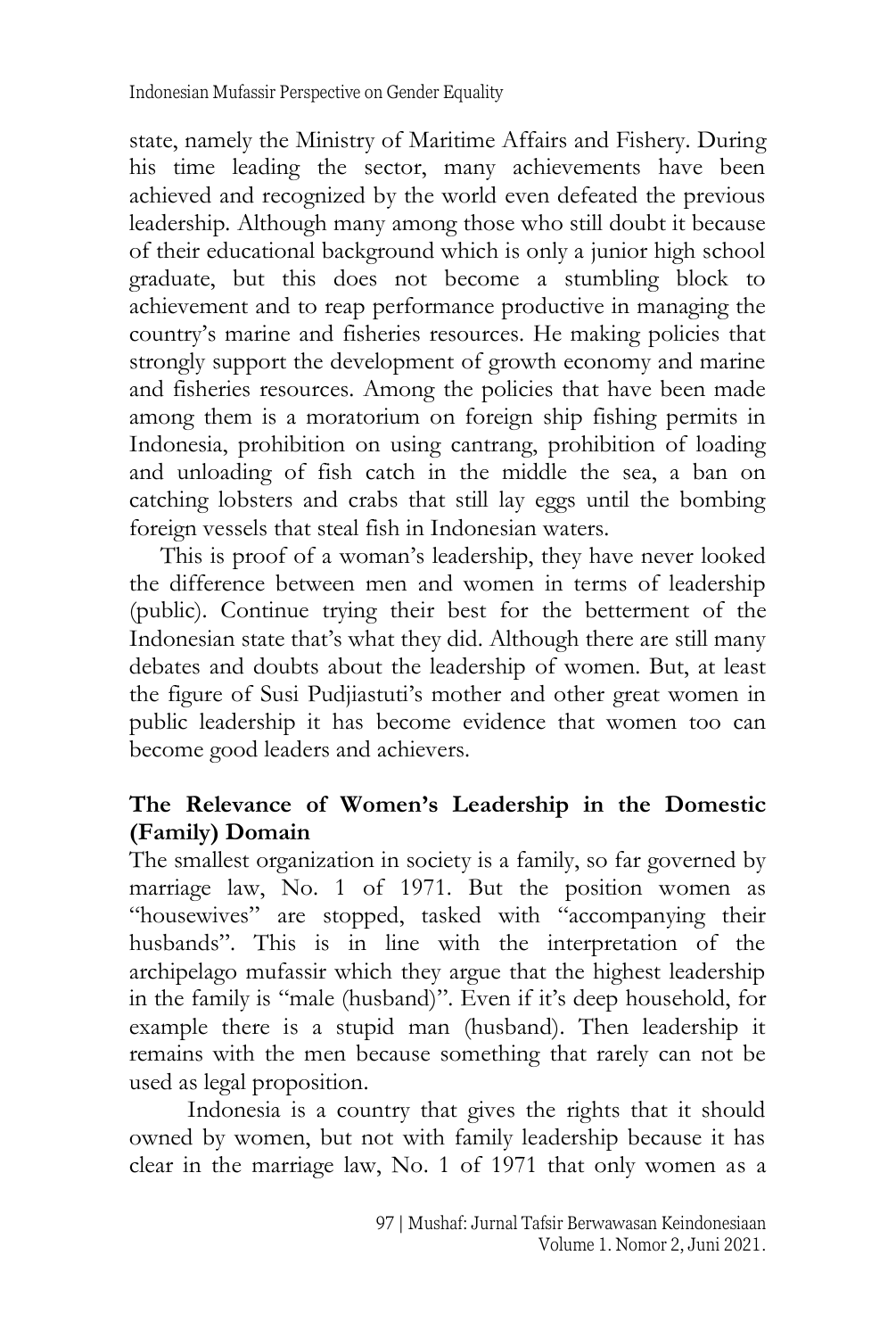state, namely the Ministry of Maritime Affairs and Fishery. During his time leading the sector, many achievements have been achieved and recognized by the world even defeated the previous leadership. Although many among those who still doubt it because of their educational background which is only a junior high school graduate, but this does not become a stumbling block to achievement and to reap performance productive in managing the country's marine and fisheries resources. He making policies that strongly support the development of growth economy and marine and fisheries resources. Among the policies that have been made among them is a moratorium on foreign ship fishing permits in Indonesia, prohibition on using cantrang, prohibition of loading and unloading of fish catch in the middle the sea, a ban on catching lobsters and crabs that still lay eggs until the bombing foreign vessels that steal fish in Indonesian waters.

This is proof of a woman's leadership, they have never looked the difference between men and women in terms of leadership (public). Continue trying their best for the betterment of the Indonesian state that's what they did. Although there are still many debates and doubts about the leadership of women. But, at least the figure of Susi Pudjiastuti's mother and other great women in public leadership it has become evidence that women too can become good leaders and achievers.

## The Relevance of Women's Leadership in the Domestic (Family) Domain

The smallest organization in society is a family, so far governed by marriage law, No. 1 of 1971. But the position women as "housewives" are stopped, tasked with "accompanying their husbands". This is in line with the interpretation of the archipelago mufassir which they argue that the highest leadership in the family is "male (husband)". Even if it's deep household, for example there is a stupid man (husband). Then leadership it remains with the men because something that rarely can not be used as legal proposition.

Indonesia is a country that gives the rights that it should owned by women, but not with family leadership because it has clear in the marriage law, No. 1 of 1971 that only women as a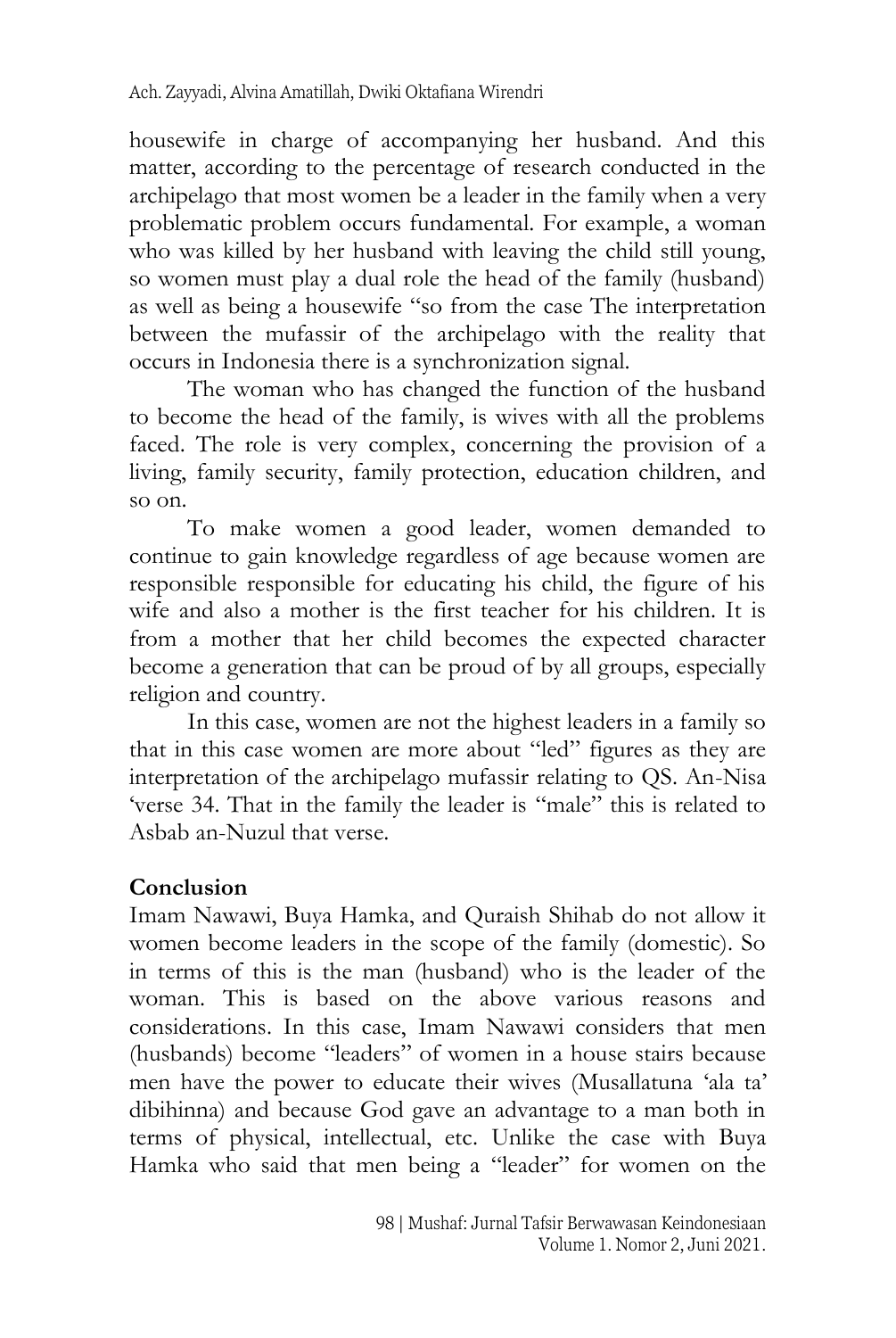housewife in charge of accompanying her husband. And this matter, according to the percentage of research conducted in the archipelago that most women be a leader in the family when a very problematic problem occurs fundamental. For example, a woman who was killed by her husband with leaving the child still young, so women must play a dual role the head of the family (husband) as well as being a housewife "so from the case The interpretation between the mufassir of the archipelago with the reality that occurs in Indonesia there is a synchronization signal.

The woman who has changed the function of the husband to become the head of the family, is wives with all the problems faced. The role is very complex, concerning the provision of a living, family security, family protection, education children, and so on.

To make women a good leader, women demanded to continue to gain knowledge regardless of age because women are responsible responsible for educating his child, the figure of his wife and also a mother is the first teacher for his children. It is from a mother that her child becomes the expected character become a generation that can be proud of by all groups, especially religion and country.

In this case, women are not the highest leaders in a family so that in this case women are more about "led" figures as they are interpretation of the archipelago mufassir relating to QS. An-Nisa 'verse 34. That in the family the leader is "male" this is related to Asbab an-Nuzul that verse.

## Conclusion

Imam Nawawi, Buya Hamka, and Quraish Shihab do not allow it women become leaders in the scope of the family (domestic). So in terms of this is the man (husband) who is the leader of the woman. This is based on the above various reasons and considerations. In this case, Imam Nawawi considers that men (husbands) become "leaders" of women in a house stairs because men have the power to educate their wives (Musallatuna 'ala ta' dibihinna) and because God gave an advantage to a man both in terms of physical, intellectual, etc. Unlike the case with Buya Hamka who said that men being a "leader" for women on the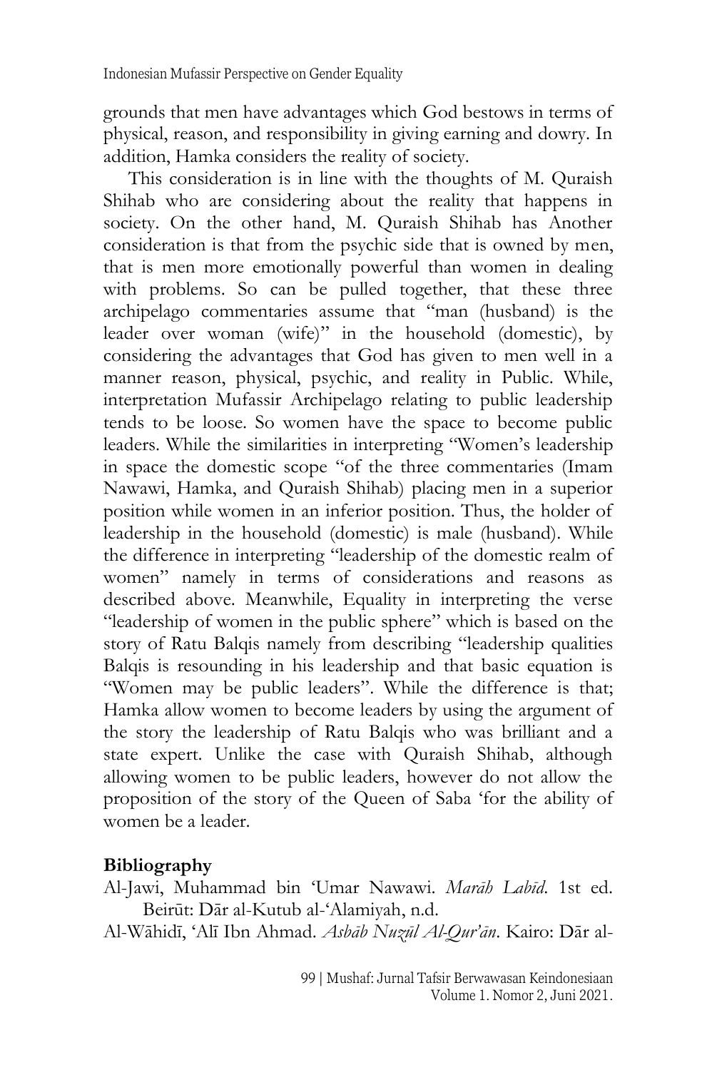grounds that men have advantages which God bestows in terms of physical, reason, and responsibility in giving earning and dowry. In addition, Hamka considers the reality of society.

This consideration is in line with the thoughts of M. Quraish Shihab who are considering about the reality that happens in society. On the other hand, M. Quraish Shihab has Another consideration is that from the psychic side that is owned by men, that is men more emotionally powerful than women in dealing with problems. So can be pulled together, that these three archipelago commentaries assume that "man (husband) is the leader over woman (wife)" in the household (domestic), by considering the advantages that God has given to men well in a manner reason, physical, psychic, and reality in Public. While, interpretation Mufassir Archipelago relating to public leadership tends to be loose. So women have the space to become public leaders. While the similarities in interpreting "Women's leadership in space the domestic scope "of the three commentaries (Imam Nawawi, Hamka, and Quraish Shihab) placing men in a superior position while women in an inferior position. Thus, the holder of leadership in the household (domestic) is male (husband). While the difference in interpreting "leadership of the domestic realm of women" namely in terms of considerations and reasons as described above. Meanwhile, Equality in interpreting the verse "leadership of women in the public sphere" which is based on the story of Ratu Balqis namely from describing "leadership qualities Balqis is resounding in his leadership and that basic equation is "Women may be public leaders". While the difference is that; Hamka allow women to become leaders by using the argument of the story the leadership of Ratu Balqis who was brilliant and a state expert. Unlike the case with Quraish Shihab, although allowing women to be public leaders, however do not allow the proposition of the story of the Queen of Saba 'for the ability of women be a leader.

## Bibliography

Al-Jawi, Muhammad bin 'Umar Nawawi. *Marāh Labīd*. 1st ed. Beirūt: Dār al-Kutub al-'Alamiyah, n.d.

Al-Wāhidī, 'Alī Ibn Ahmad. *Asbāb Nuzūl Al-Qur'ān*. Kairo: Dār al-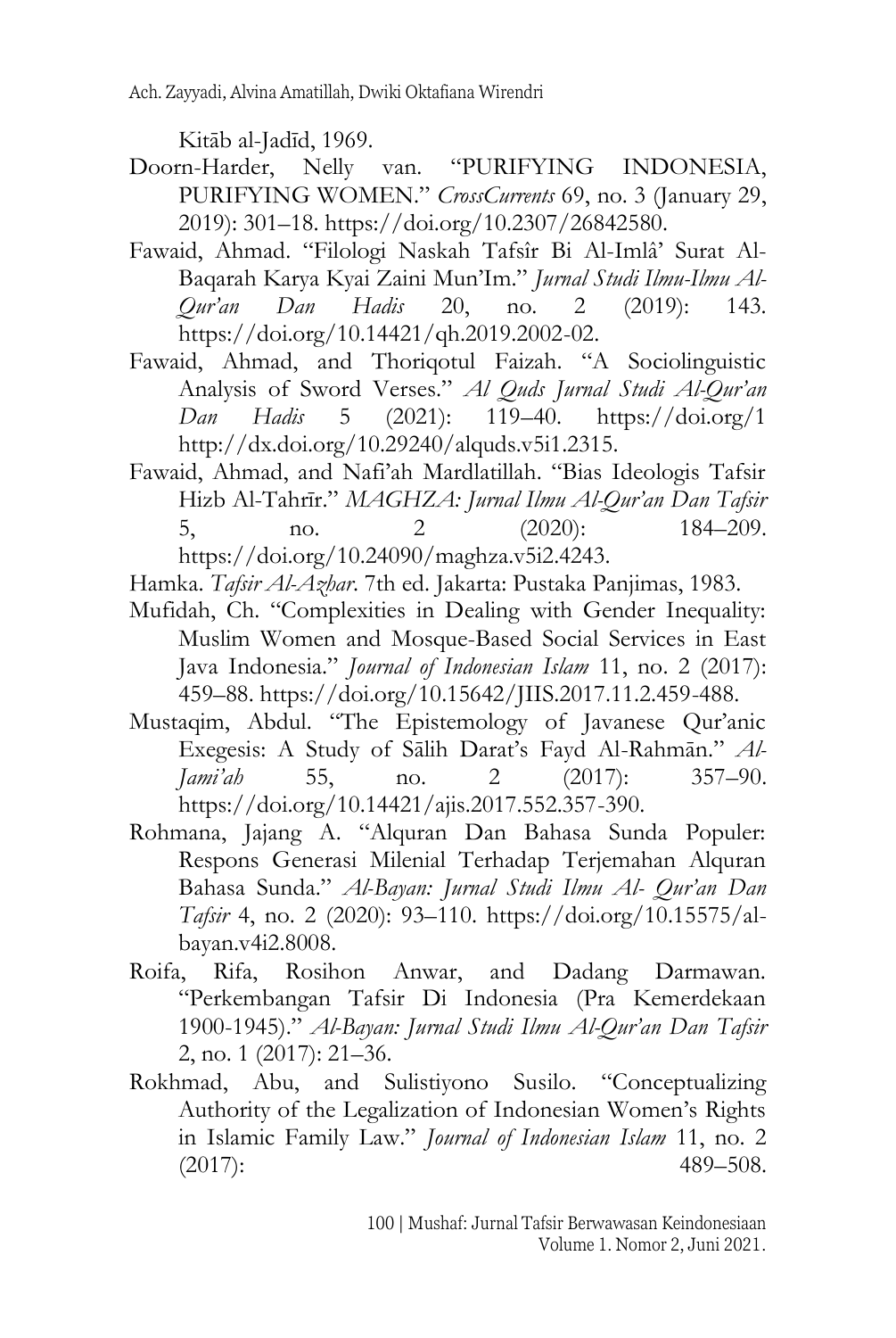Kitāb al-Jadīd, 1969.

Doorn-Harder, Nelly van. "PURIFYING INDONESIA, PURIFYING WOMEN." *CrossCurrents* 69, no. 3 (January 29, 2019): 301–18. https://doi.org/10.2307/26842580.

Fawaid, Ahmad. "Filologi Naskah Tafsîr Bi Al-Imlâ' Surat Al-Baqarah Karya Kyai Zaini Mun'Im." *Jurnal Studi Ilmu-Ilmu Al-Qur'an Dan Hadis* 20, no. 2 (2019): 143. https://doi.org/10.14421/qh.2019.2002-02.

Fawaid, Ahmad, and Thoriqotul Faizah. "A Sociolinguistic Analysis of Sword Verses." *Al Quds Jurnal Studi Al-Qur'an Dan Hadis* 5 (2021): 119–40. https://doi.org/1 http://dx.doi.org/10.29240/alquds.v5i1.2315.

Fawaid, Ahmad, and Nafi'ah Mardlatillah. "Bias Ideologis Tafsir Hizb Al-Tahrīr." *MAGHZA: Jurnal Ilmu Al-Qur'an Dan Tafsir* 5, no. 2 (2020): 184–209. https://doi.org/10.24090/maghza.v5i2.4243.

Hamka. *Tafsir Al-Azhar*. 7th ed. Jakarta: Pustaka Panjimas, 1983.

Mufidah, Ch. "Complexities in Dealing with Gender Inequality: Muslim Women and Mosque-Based Social Services in East Java Indonesia." *Journal of Indonesian Islam* 11, no. 2 (2017): 459–88. https://doi.org/10.15642/JIIS.2017.11.2.459-488.

Mustaqim, Abdul. "The Epistemology of Javanese Qur'anic Exegesis: A Study of Sālih Darat's Fayd Al-Rahmān." *Al-Jami'ah* 55, no. 2 (2017): 357–90. https://doi.org/10.14421/ajis.2017.552.357-390.

Rohmana, Jajang A. "Alquran Dan Bahasa Sunda Populer: Respons Generasi Milenial Terhadap Terjemahan Alquran Bahasa Sunda." *Al-Bayan: Jurnal Studi Ilmu Al- Qur'an Dan Tafsir* 4, no. 2 (2020): 93–110. https://doi.org/10.15575/al-bayan.v4i2.8008.

Roifa, Rifa, Rosihon Anwar, and Dadang Darmawan. "Perkembangan Tafsir Di Indonesia (Pra Kemerdekaan 1900-1945)." *Al-Bayan: Jurnal Studi Ilmu Al-Qur'an Dan Tafsir* 2, no. 1 (2017): 21–36.

Rokhmad, Abu, and Sulistiyono Susilo. "Conceptualizing Authority of the Legalization of Indonesian Women's Rights in Islamic Family Law." *Journal of Indonesian Islam* 11, no. 2 (2017): 489–508.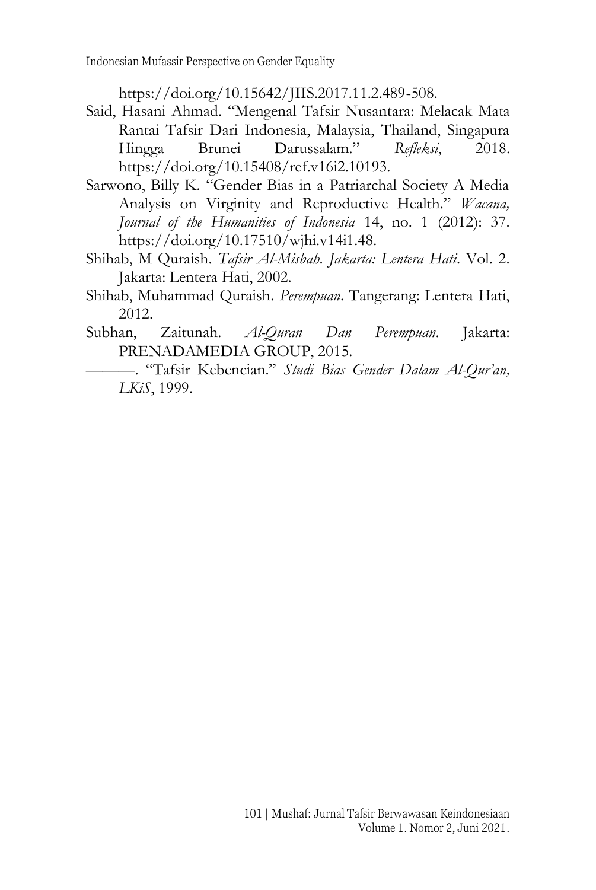https://doi.org/10.15642/JIIS.2017.11.2.489-508.

Said, Hasani Ahmad. "Mengenal Tafsir Nusantara: Melacak Mata Rantai Tafsir Dari Indonesia, Malaysia, Thailand, Singapura Hingga Brunei Darussalam." *Refleksi*, 2018. https://doi.org/10.15408/ref.v16i2.10193.

Sarwono, Billy K. "Gender Bias in a Patriarchal Society A Media Analysis on Virginity and Reproductive Health." *Wacana, Journal of the Humanities of Indonesia* 14, no. 1 (2012): 37. https://doi.org/10.17510/wjhi.v14i1.48.

Shihab, M Quraish. *Tafsir Al-Misbah. Jakarta: Lentera Hati*. Vol. 2. Jakarta: Lentera Hati, 2002.

Shihab, Muhammad Quraish. *Perempuan*. Tangerang: Lentera Hati, 2012.

Subhan, Zaitunah. *Al-Quran Dan Perempuan*. Jakarta: PRENADAMEDIA GROUP, 2015.

———. "Tafsir Kebencian." *Studi Bias Gender Dalam Al-Qur'an, LKiS*, 1999.